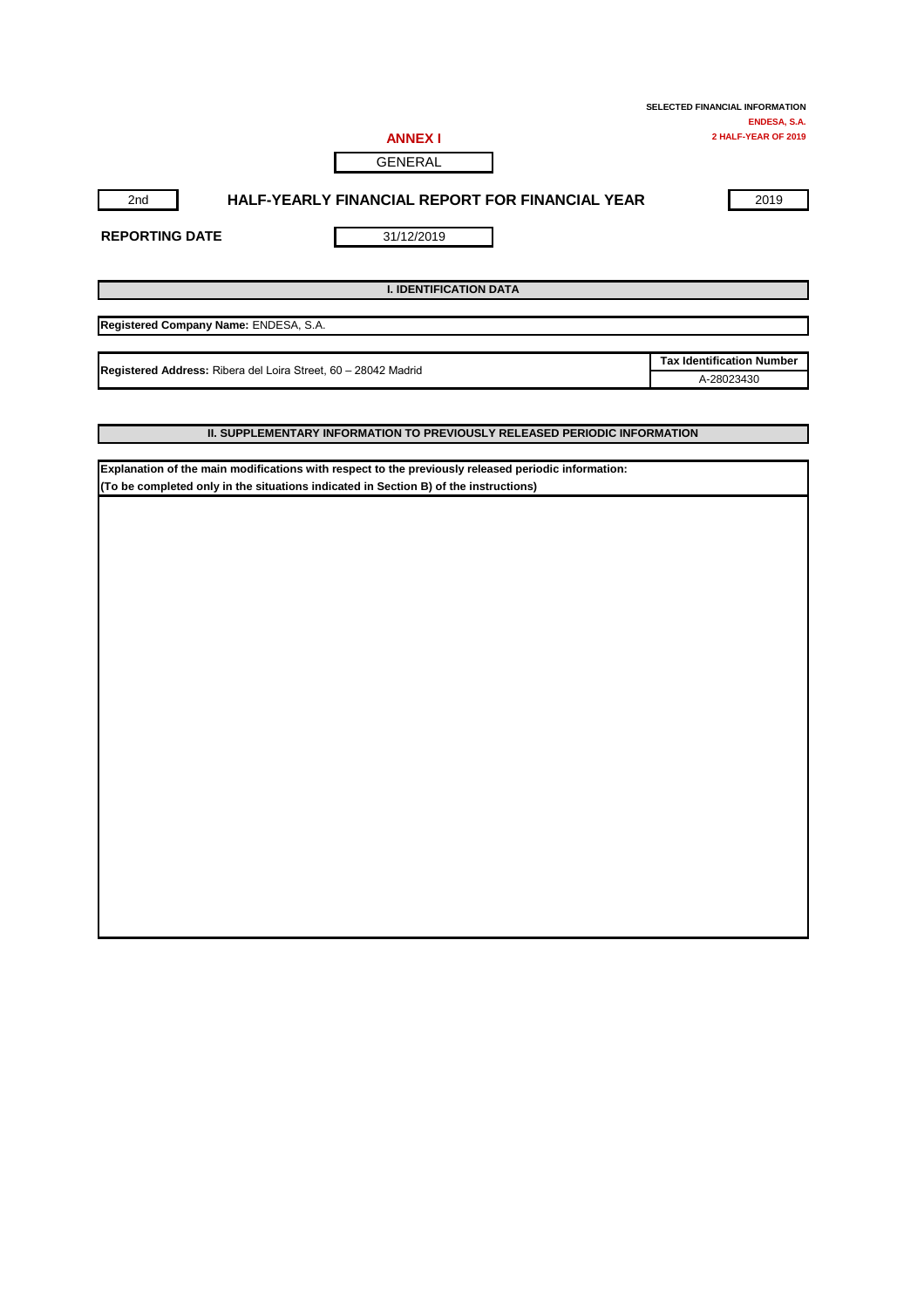**SELECTED FINANCIAL INFORMATION**
**ENDESA, S.A.**
**2 HALF-YEAR OF 2019**

## ANNEX I

GENERAL

| 2nd | HALF-YEARLY FINANCIAL REPORT FOR FINANCIAL YEAR | 2019 |
|---|---|---|

**REPORTING DATE** 31/12/2019

### I. IDENTIFICATION DATA

**Registered Company Name:** ENDESA, S.A.

| **Registered Address:** Ribera del Loira Street, 60 – 28042 Madrid | **Tax Identification Number** |
|---|---|
| | A-28023430 |

### II. SUPPLEMENTARY INFORMATION TO PREVIOUSLY RELEASED PERIODIC INFORMATION

**Explanation of the main modifications with respect to the previously released periodic information:**
**(To be completed only in the situations indicated in Section B) of the instructions)**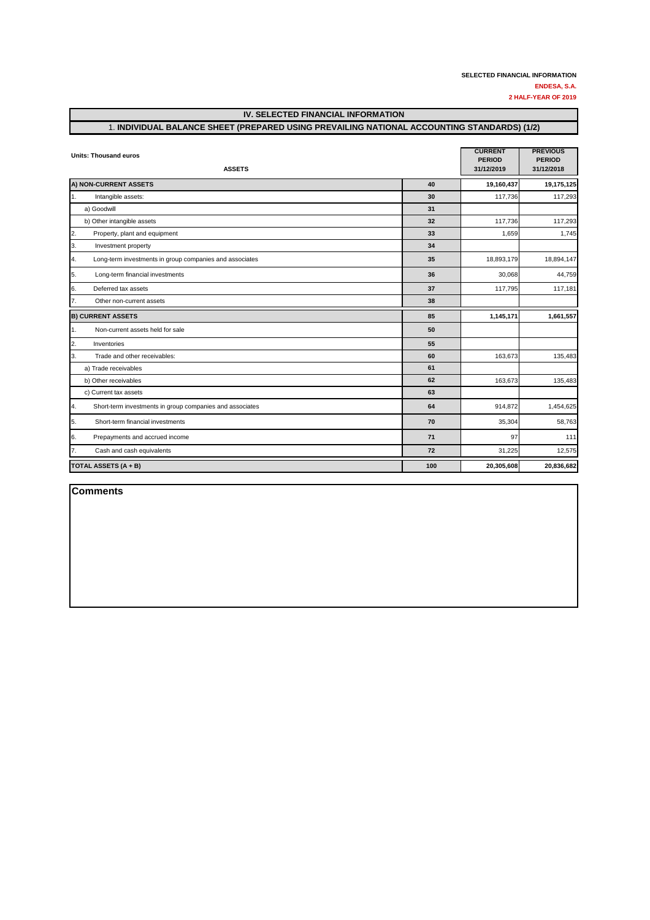SELECTED FINANCIAL INFORMATION
ENDESA, S.A.
2 HALF-YEAR OF 2019

# IV. SELECTED FINANCIAL INFORMATION

## 1. INDIVIDUAL BALANCE SHEET (PREPARED USING PREVAILING NATIONAL ACCOUNTING STANDARDS) (1/2)

Units: Thousand euros

| ASSETS | | CURRENT PERIOD 31/12/2019 | PREVIOUS PERIOD 31/12/2018 |
|---|---|---|---|
| **A) NON-CURRENT ASSETS** | **40** | **19,160,437** | **19,175,125** |
| 1. Intangible assets: | 30 | 117,736 | 117,293 |
| a) Goodwill | 31 | | |
| b) Other intangible assets | 32 | 117,736 | 117,293 |
| 2. Property, plant and equipment | 33 | 1,659 | 1,745 |
| 3. Investment property | 34 | | |
| 4. Long-term investments in group companies and associates | 35 | 18,893,179 | 18,894,147 |
| 5. Long-term financial investments | 36 | 30,068 | 44,759 |
| 6. Deferred tax assets | 37 | 117,795 | 117,181 |
| 7. Other non-current assets | 38 | | |
| **B) CURRENT ASSETS** | **85** | **1,145,171** | **1,661,557** |
| 1. Non-current assets held for sale | 50 | | |
| 2. Inventories | 55 | | |
| 3. Trade and other receivables: | 60 | 163,673 | 135,483 |
| a) Trade receivables | 61 | | |
| b) Other receivables | 62 | 163,673 | 135,483 |
| c) Current tax assets | 63 | | |
| 4. Short-term investments in group companies and associates | 64 | 914,872 | 1,454,625 |
| 5. Short-term financial investments | 70 | 35,304 | 58,763 |
| 6. Prepayments and accrued income | 71 | 97 | 111 |
| 7. Cash and cash equivalents | 72 | 31,225 | 12,575 |
| **TOTAL ASSETS (A + B)** | **100** | **20,305,608** | **20,836,682** |

**Comments**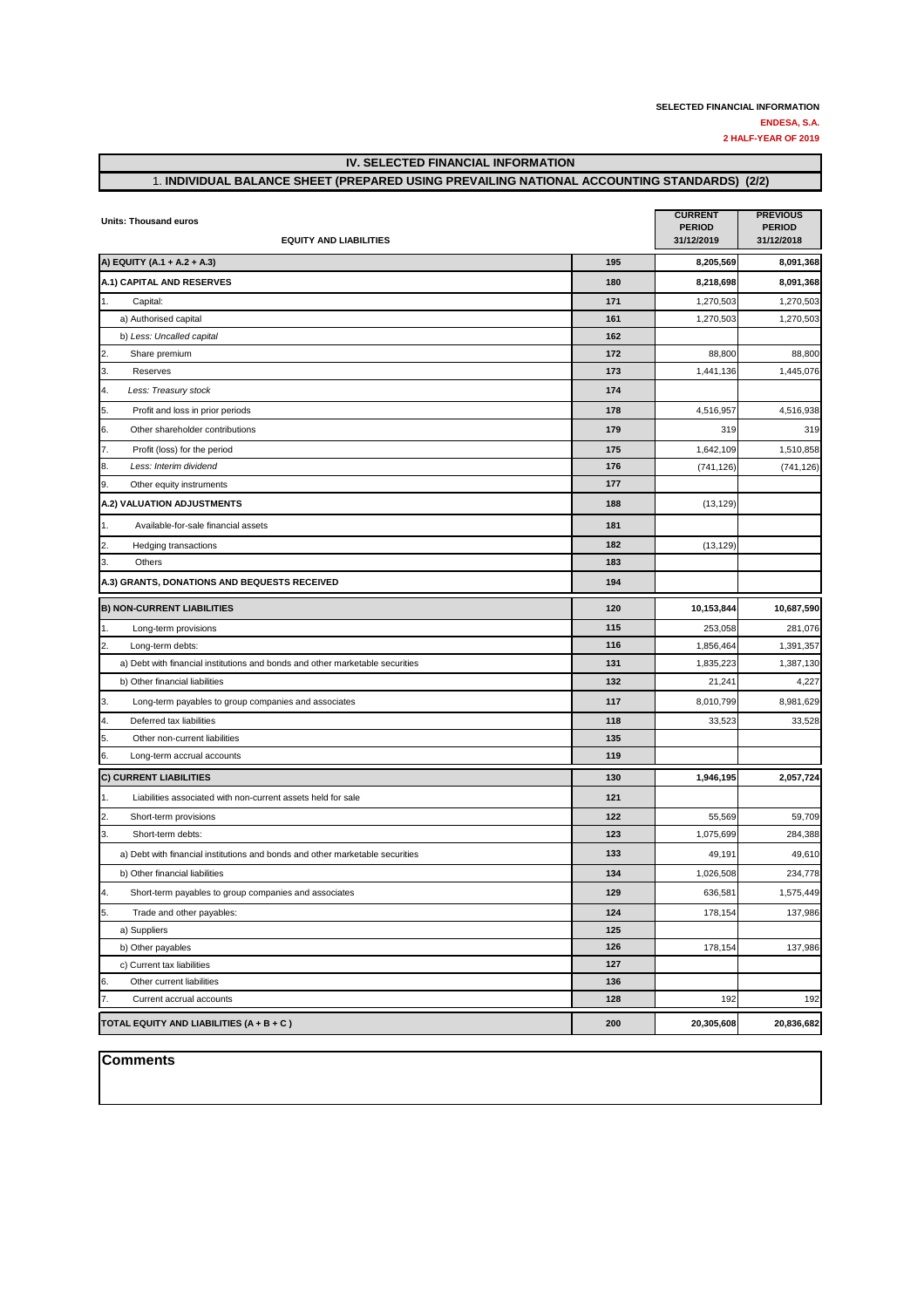SELECTED FINANCIAL INFORMATION

ENDESA, S.A.

2 HALF-YEAR OF 2019

## IV. SELECTED FINANCIAL INFORMATION

### 1. INDIVIDUAL BALANCE SHEET (PREPARED USING PREVAILING NATIONAL ACCOUNTING STANDARDS) (2/2)

| Units: Thousand euros<br>EQUITY AND LIABILITIES | | CURRENT PERIOD 31/12/2019 | PREVIOUS PERIOD 31/12/2018 |
|---|---|---|---|
| **A) EQUITY (A.1 + A.2 + A.3)** | 195 | **8,205,569** | **8,091,368** |
| **A.1) CAPITAL AND RESERVES** | 180 | **8,218,698** | **8,091,368** |
| 1. Capital: | 171 | 1,270,503 | 1,270,503 |
| a) Authorised capital | 161 | 1,270,503 | 1,270,503 |
| b) *Less: Uncalled capital* | 162 | | |
| 2. Share premium | 172 | 88,800 | 88,800 |
| 3. Reserves | 173 | 1,441,136 | 1,445,076 |
| 4. *Less: Treasury stock* | 174 | | |
| 5. Profit and loss in prior periods | 178 | 4,516,957 | 4,516,938 |
| 6. Other shareholder contributions | 179 | 319 | 319 |
| 7. Profit (loss) for the period | 175 | 1,642,109 | 1,510,858 |
| 8. *Less: Interim dividend* | 176 | (741,126) | (741,126) |
| 9. Other equity instruments | 177 | | |
| **A.2) VALUATION ADJUSTMENTS** | 188 | (13,129) | |
| 1. Available-for-sale financial assets | 181 | | |
| 2. Hedging transactions | 182 | (13,129) | |
| 3. Others | 183 | | |
| **A.3) GRANTS, DONATIONS AND BEQUESTS RECEIVED** | 194 | | |
| **B) NON-CURRENT LIABILITIES** | 120 | **10,153,844** | **10,687,590** |
| 1. Long-term provisions | 115 | 253,058 | 281,076 |
| 2. Long-term debts: | 116 | 1,856,464 | 1,391,357 |
| a) Debt with financial institutions and bonds and other marketable securities | 131 | 1,835,223 | 1,387,130 |
| b) Other financial liabilities | 132 | 21,241 | 4,227 |
| 3. Long-term payables to group companies and associates | 117 | 8,010,799 | 8,981,629 |
| 4. Deferred tax liabilities | 118 | 33,523 | 33,528 |
| 5. Other non-current liabilities | 135 | | |
| 6. Long-term accrual accounts | 119 | | |
| **C) CURRENT LIABILITIES** | 130 | **1,946,195** | **2,057,724** |
| 1. Liabilities associated with non-current assets held for sale | 121 | | |
| 2. Short-term provisions | 122 | 55,569 | 59,709 |
| 3. Short-term debts: | 123 | 1,075,699 | 284,388 |
| a) Debt with financial institutions and bonds and other marketable securities | 133 | 49,191 | 49,610 |
| b) Other financial liabilities | 134 | 1,026,508 | 234,778 |
| 4. Short-term payables to group companies and associates | 129 | 636,581 | 1,575,449 |
| 5. Trade and other payables: | 124 | 178,154 | 137,986 |
| a) Suppliers | 125 | | |
| b) Other payables | 126 | 178,154 | 137,986 |
| c) Current tax liabilities | 127 | | |
| 6. Other current liabilities | 136 | | |
| 7. Current accrual accounts | 128 | 192 | 192 |
| **TOTAL EQUITY AND LIABILITIES (A + B + C )** | 200 | **20,305,608** | **20,836,682** |

**Comments**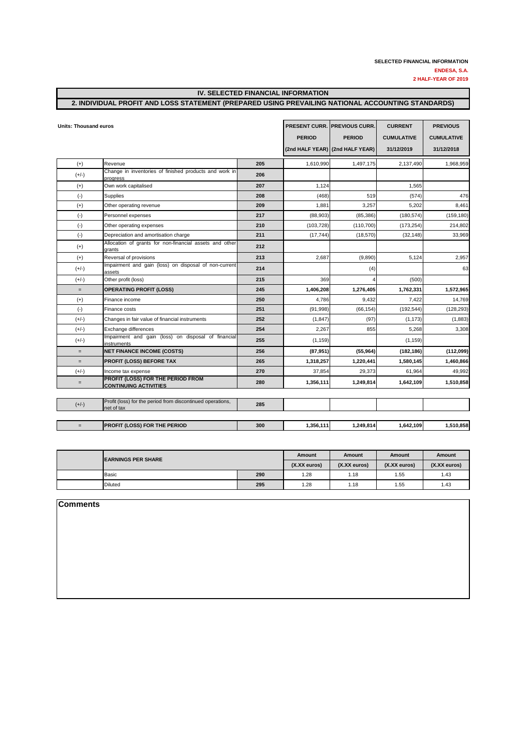SELECTED FINANCIAL INFORMATION

ENDESA, S.A.

2 HALF-YEAR OF 2019

# IV. SELECTED FINANCIAL INFORMATION

## 2. INDIVIDUAL PROFIT AND LOSS STATEMENT (PREPARED USING PREVAILING NATIONAL ACCOUNTING STANDARDS)

Units: Thousand euros

| | | | PRESENT CURR. PERIOD (2nd HALF YEAR) | PREVIOUS CURR. PERIOD (2nd HALF YEAR) | CURRENT CUMULATIVE 31/12/2019 | PREVIOUS CUMULATIVE 31/12/2018 |
|---|---|---|---|---|---|---|
| (+) | Revenue | 205 | 1,610,990 | 1,497,175 | 2,137,490 | 1,968,959 |
| (+/-) | Change in inventories of finished products and work in progress | 206 | | | | |
| (+) | Own work capitalised | 207 | 1,124 | | 1,565 | |
| (-) | Supplies | 208 | (468) | 519 | (574) | 476 |
| (+) | Other operating revenue | 209 | 1,881 | 3,257 | 5,202 | 8,461 |
| (-) | Personnel expenses | 217 | (88,903) | (85,386) | (180,574) | (159,180) |
| (-) | Other operating expenses | 210 | (103,728) | (110,700) | (173,254) | 214,802 |
| (-) | Depreciation and amortisation charge | 211 | (17,744) | (18,570) | (32,148) | 33,969 |
| (+) | Allocation of grants for non-financial assets and other grants | 212 | | | | |
| (+) | Reversal of provisions | 213 | 2,687 | (9,890) | 5,124 | 2,957 |
| (+/-) | Impairment and gain (loss) on disposal of non-current assets | 214 | | (4) | | 63 |
| (+/-) | Other profit (loss) | 215 | 369 | 4 | (500) | |
| = | **OPERATING PROFIT (LOSS)** | 245 | **1,406,208** | **1,276,405** | **1,762,331** | **1,572,965** |
| (+) | Finance income | 250 | 4,786 | 9,432 | 7,422 | 14,769 |
| (-) | Finance costs | 251 | (91,998) | (66,154) | (192,544) | (128,293) |
| (+/-) | Changes in fair value of financial instruments | 252 | (1,847) | (97) | (1,173) | (1,883) |
| (+/-) | Exchange differences | 254 | 2,267 | 855 | 5,268 | 3,308 |
| (+/-) | Impairment and gain (loss) on disposal of financial instruments | 255 | (1,159) | | (1,159) | |
| = | **NET FINANCE INCOME (COSTS)** | 256 | **(87,951)** | **(55,964)** | **(182,186)** | **(112,099)** |
| = | **PROFIT (LOSS) BEFORE TAX** | 265 | **1,318,257** | **1,220,441** | **1,580,145** | **1,460,866** |
| (+/-) | Income tax expense | 270 | 37,854 | 29,373 | 61,964 | 49,992 |
| = | **PROFIT (LOSS) FOR THE PERIOD FROM CONTINUING ACTIVITIES** | 280 | **1,356,111** | **1,249,814** | **1,642,109** | **1,510,858** |
| (+/-) | Profit (loss) for the period from discontinued operations, net of tax | 285 | | | | |
| = | **PROFIT (LOSS) FOR THE PERIOD** | 300 | **1,356,111** | **1,249,814** | **1,642,109** | **1,510,858** |

| EARNINGS PER SHARE | | Amount (X.XX euros) | Amount (X.XX euros) | Amount (X.XX euros) | Amount (X.XX euros) |
|---|---|---|---|---|---|
| Basic | 290 | 1.28 | 1.18 | 1.55 | 1.43 |
| Diluted | 295 | 1.28 | 1.18 | 1.55 | 1.43 |

**Comments**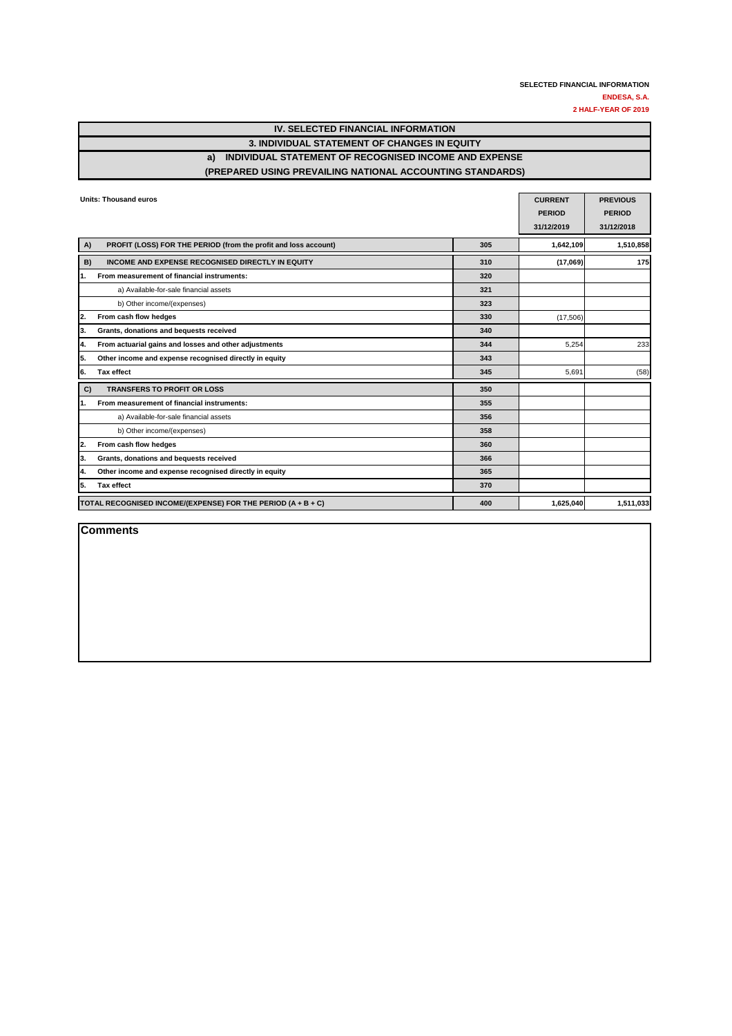SELECTED FINANCIAL INFORMATION
ENDESA, S.A.
2 HALF-YEAR OF 2019

# IV. SELECTED FINANCIAL INFORMATION

## 3. INDIVIDUAL STATEMENT OF CHANGES IN EQUITY

### a) INDIVIDUAL STATEMENT OF RECOGNISED INCOME AND EXPENSE (PREPARED USING PREVAILING NATIONAL ACCOUNTING STANDARDS)

Units: Thousand euros

| | | CURRENT PERIOD 31/12/2019 | PREVIOUS PERIOD 31/12/2018 |
|---|---|---|---|
| **A) PROFIT (LOSS) FOR THE PERIOD (from the profit and loss account)** | 305 | 1,642,109 | 1,510,858 |
| **B) INCOME AND EXPENSE RECOGNISED DIRECTLY IN EQUITY** | 310 | (17,069) | 175 |
| **1. From measurement of financial instruments:** | 320 | | |
| a) Available-for-sale financial assets | 321 | | |
| b) Other income/(expenses) | 323 | | |
| **2. From cash flow hedges** | 330 | (17,506) | |
| **3. Grants, donations and bequests received** | 340 | | |
| **4. From actuarial gains and losses and other adjustments** | 344 | 5,254 | 233 |
| **5. Other income and expense recognised directly in equity** | 343 | | |
| **6. Tax effect** | 345 | 5,691 | (58) |
| **C) TRANSFERS TO PROFIT OR LOSS** | 350 | | |
| **1. From measurement of financial instruments:** | 355 | | |
| a) Available-for-sale financial assets | 356 | | |
| b) Other income/(expenses) | 358 | | |
| **2. From cash flow hedges** | 360 | | |
| **3. Grants, donations and bequests received** | 366 | | |
| **4. Other income and expense recognised directly in equity** | 365 | | |
| **5. Tax effect** | 370 | | |
| **TOTAL RECOGNISED INCOME/(EXPENSE) FOR THE PERIOD (A + B + C)** | 400 | 1,625,040 | 1,511,033 |

**Comments**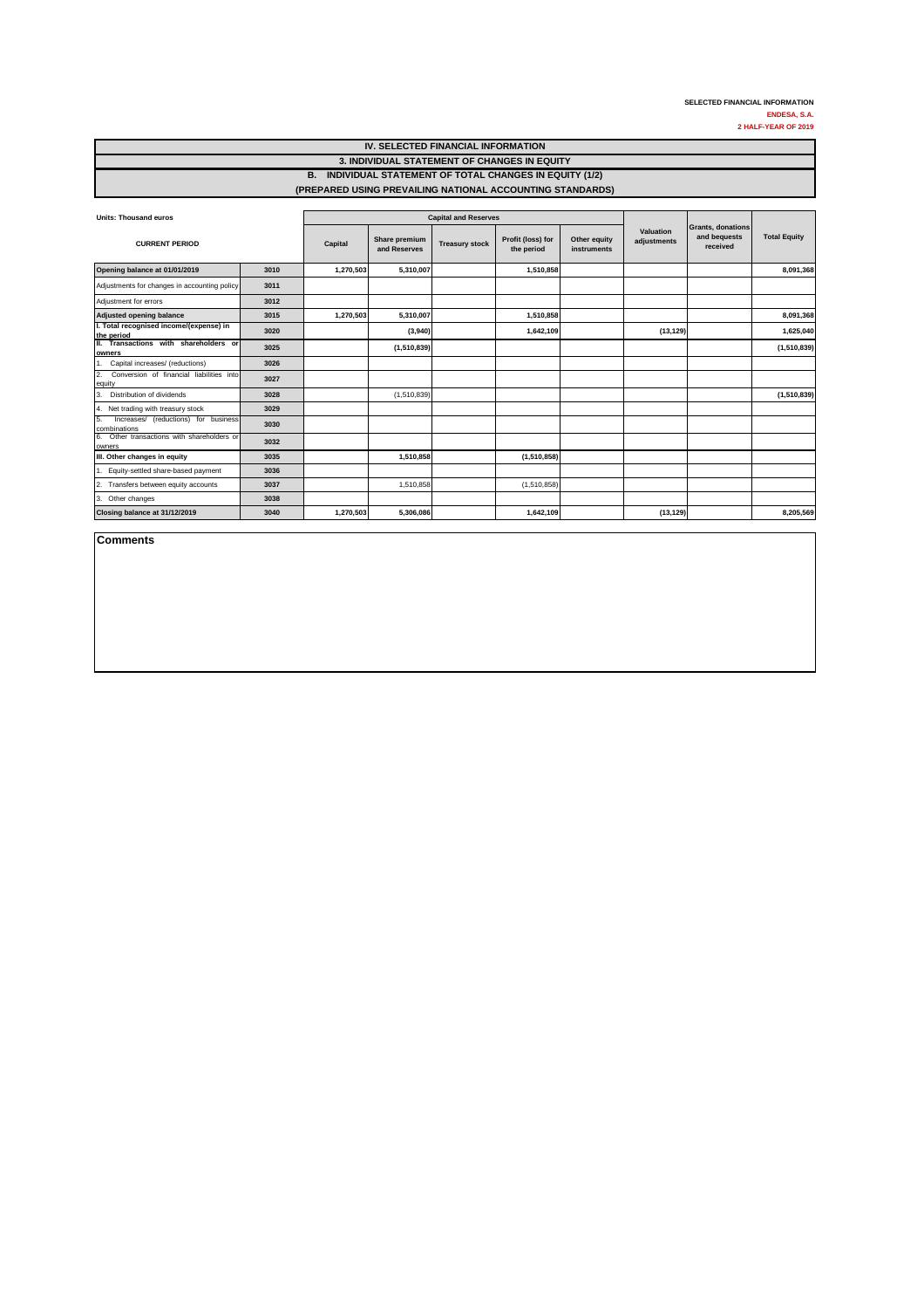SELECTED FINANCIAL INFORMATION
ENDESA, S.A.
2 HALF-YEAR OF 2019

# IV. SELECTED FINANCIAL INFORMATION

## 3. INDIVIDUAL STATEMENT OF CHANGES IN EQUITY

### B. INDIVIDUAL STATEMENT OF TOTAL CHANGES IN EQUITY (1/2)

### (PREPARED USING PREVAILING NATIONAL ACCOUNTING STANDARDS)

Units: Thousand euros

| CURRENT PERIOD | | Capital and Reserves | | | | | Valuation adjustments | Grants, donations and bequests received | Total Equity |
|---|---|---|---|---|---|---|---|---|---|
| | | Capital | Share premium and Reserves | Treasury stock | Profit (loss) for the period | Other equity instruments | | | |
| **Opening balance at 01/01/2019** | 3010 | 1,270,503 | 5,310,007 | | 1,510,858 | | | | 8,091,368 |
| Adjustments for changes in accounting policy | 3011 | | | | | | | | |
| Adjustment for errors | 3012 | | | | | | | | |
| **Adjusted opening balance** | 3015 | 1,270,503 | 5,310,007 | | 1,510,858 | | | | 8,091,368 |
| **I. Total recognised income/(expense) in the period** | 3020 | | (3,940) | | 1,642,109 | | (13,129) | | 1,625,040 |
| **II. Transactions with shareholders or owners** | 3025 | | (1,510,839) | | | | | | (1,510,839) |
| 1. Capital increases/ (reductions) | 3026 | | | | | | | | |
| 2. Conversion of financial liabilities into equity | 3027 | | | | | | | | |
| 3. Distribution of dividends | 3028 | | (1,510,839) | | | | | | (1,510,839) |
| 4. Net trading with treasury stock | 3029 | | | | | | | | |
| 5. Increases/ (reductions) for business combinations | 3030 | | | | | | | | |
| 6. Other transactions with shareholders or owners | 3032 | | | | | | | | |
| **III. Other changes in equity** | 3035 | | 1,510,858 | | (1,510,858) | | | | |
| 1. Equity-settled share-based payment | 3036 | | | | | | | | |
| 2. Transfers between equity accounts | 3037 | | 1,510,858 | | (1,510,858) | | | | |
| 3. Other changes | 3038 | | | | | | | | |
| **Closing balance at 31/12/2019** | 3040 | 1,270,503 | 5,306,086 | | 1,642,109 | | (13,129) | | 8,205,569 |

**Comments**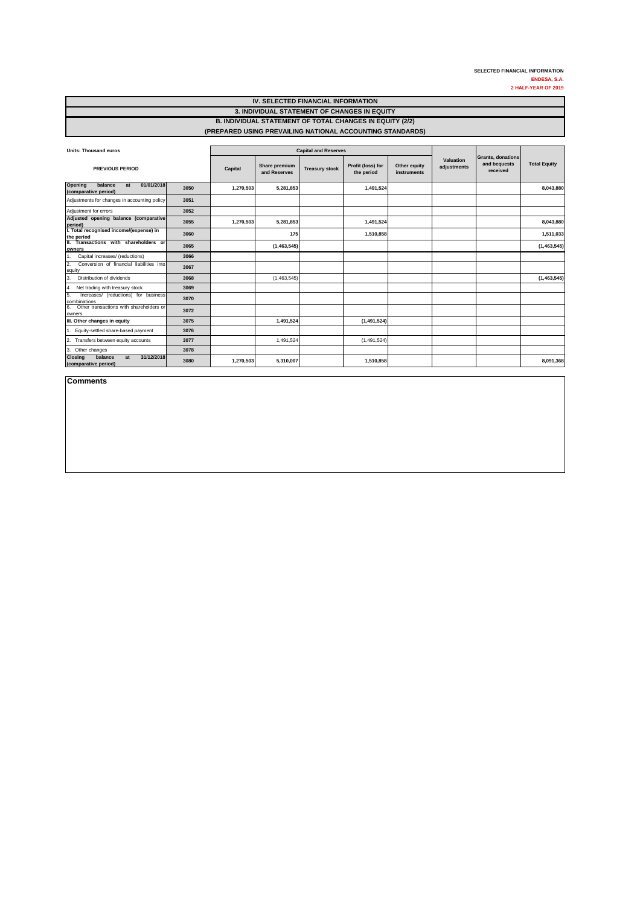SELECTED FINANCIAL INFORMATION
ENDESA, S.A.
2 HALF-YEAR OF 2019

# IV. SELECTED FINANCIAL INFORMATION

## 3. INDIVIDUAL STATEMENT OF CHANGES IN EQUITY

### B. INDIVIDUAL STATEMENT OF TOTAL CHANGES IN EQUITY (2/2)

### (PREPARED USING PREVAILING NATIONAL ACCOUNTING STANDARDS)

Units: Thousand euros

| PREVIOUS PERIOD | | Capital and Reserves | | | | | Valuation adjustments | Grants, donations and bequests received | Total Equity |
|---|---|---|---|---|---|---|---|---|---|
| | | Capital | Share premium and Reserves | Treasury stock | Profit (loss) for the period | Other equity instruments | | | |
| **Opening balance at 01/01/2018 (comparative period)** | 3050 | 1,270,503 | 5,281,853 | | 1,491,524 | | | | 8,043,880 |
| Adjustments for changes in accounting policy | 3051 | | | | | | | | |
| Adjustment for errors | 3052 | | | | | | | | |
| **Adjusted opening balance (comparative period)** | 3055 | 1,270,503 | 5,281,853 | | 1,491,524 | | | | 8,043,880 |
| **I. Total recognised income/(expense) in the period** | 3060 | | 175 | | 1,510,858 | | | | 1,511,033 |
| **II. Transactions with shareholders or owners** | 3065 | | (1,463,545) | | | | | | (1,463,545) |
| 1. Capital increases/ (reductions) | 3066 | | | | | | | | |
| 2. Conversion of financial liabilities into equity | 3067 | | | | | | | | |
| 3. Distribution of dividends | 3068 | | (1,463,545) | | | | | | (1,463,545) |
| 4. Net trading with treasury stock | 3069 | | | | | | | | |
| 5. Increases/ (reductions) for business combinations | 3070 | | | | | | | | |
| 6. Other transactions with shareholders or owners | 3072 | | | | | | | | |
| **III. Other changes in equity** | 3075 | | 1,491,524 | | (1,491,524) | | | | |
| 1. Equity-settled share-based payment | 3076 | | | | | | | | |
| 2. Transfers between equity accounts | 3077 | | 1,491,524 | | (1,491,524) | | | | |
| 3. Other changes | 3078 | | | | | | | | |
| **Closing balance at 31/12/2018 (comparative period)** | 3080 | 1,270,503 | 5,310,007 | | 1,510,858 | | | | 8,091,368 |

**Comments**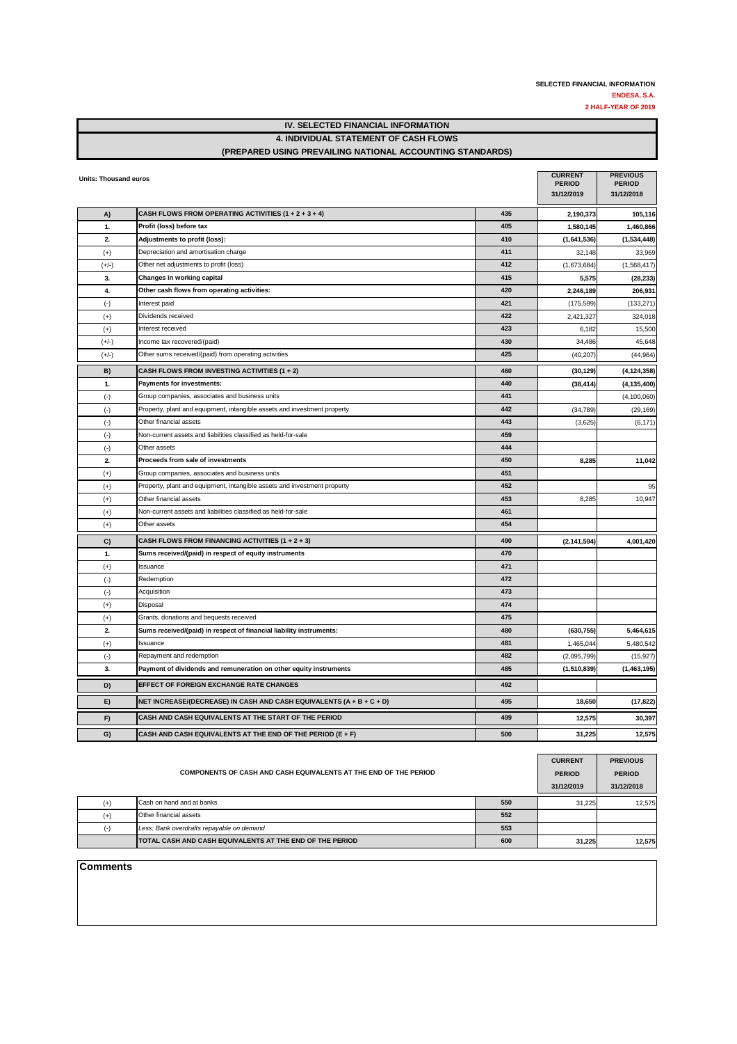**SELECTED FINANCIAL INFORMATION**

**ENDESA, S.A.**

**2 HALF-YEAR OF 2019**

# IV. SELECTED FINANCIAL INFORMATION

## 4. INDIVIDUAL STATEMENT OF CASH FLOWS

### (PREPARED USING PREVAILING NATIONAL ACCOUNTING STANDARDS)

Units: Thousand euros

| | | | CURRENT PERIOD 31/12/2019 | PREVIOUS PERIOD 31/12/2018 |
|---|---|---|---|---|
| **A)** | **CASH FLOWS FROM OPERATING ACTIVITIES (1 + 2 + 3 + 4)** | 435 | **2,190,373** | **105,116** |
| **1.** | **Profit (loss) before tax** | 405 | **1,580,145** | **1,460,866** |
| **2.** | **Adjustments to profit (loss):** | 410 | **(1,641,536)** | **(1,534,448)** |
| (+) | Depreciation and amortisation charge | 411 | 32,148 | 33,969 |
| (+/-) | Other net adjustments to profit (loss) | 412 | (1,673,684) | (1,568,417) |
| **3.** | **Changes in working capital** | 415 | **5,575** | **(28,233)** |
| **4.** | **Other cash flows from operating activities:** | 420 | **2,246,189** | **206,931** |
| (-) | Interest paid | 421 | (175,599) | (133,271) |
| (+) | Dividends received | 422 | 2,421,327 | 324,018 |
| (+) | Interest received | 423 | 6,182 | 15,500 |
| (+/-) | Income tax recovered/(paid) | 430 | 34,486 | 45,648 |
| (+/-) | Other sums received/(paid) from operating activities | 425 | (40,207) | (44,964) |
| **B)** | **CASH FLOWS FROM INVESTING ACTIVITIES (1 + 2)** | 460 | **(30,129)** | **(4,124,358)** |
| **1.** | **Payments for investments:** | 440 | **(38,414)** | **(4,135,400)** |
| (-) | Group companies, associates and business units | 441 | | (4,100,060) |
| (-) | Property, plant and equipment, intangible assets and investment property | 442 | (34,789) | (29,169) |
| (-) | Other financial assets | 443 | (3,625) | (6,171) |
| (-) | Non-current assets and liabilities classified as held-for-sale | 459 | | |
| (-) | Other assets | 444 | | |
| **2.** | **Proceeds from sale of investments** | 450 | **8,285** | **11,042** |
| (+) | Group companies, associates and business units | 451 | | |
| (+) | Property, plant and equipment, intangible assets and investment property | 452 | | 95 |
| (+) | Other financial assets | 453 | 8,285 | 10,947 |
| (+) | Non-current assets and liabilities classified as held-for-sale | 461 | | |
| (+) | Other assets | 454 | | |
| **C)** | **CASH FLOWS FROM FINANCING ACTIVITIES (1 + 2 + 3)** | 490 | **(2,141,594)** | **4,001,420** |
| **1.** | **Sums received/(paid) in respect of equity instruments** | 470 | | |
| (+) | Issuance | 471 | | |
| (-) | Redemption | 472 | | |
| (-) | Acquisition | 473 | | |
| (+) | Disposal | 474 | | |
| (+) | Grants, donations and bequests received | 475 | | |
| **2.** | **Sums received/(paid) in respect of financial liability instruments:** | 480 | **(630,755)** | **5,464,615** |
| (+) | Issuance | 481 | 1,465,044 | 5,480,542 |
| (-) | Repayment and redemption | 482 | (2,095,799) | (15,927) |
| **3.** | **Payment of dividends and remuneration on other equity instruments** | 485 | **(1,510,839)** | **(1,463,195)** |
| **D)** | **EFFECT OF FOREIGN EXCHANGE RATE CHANGES** | 492 | | |
| **E)** | **NET INCREASE/(DECREASE) IN CASH AND CASH EQUIVALENTS (A + B + C + D)** | 495 | **18,650** | **(17,822)** |
| **F)** | **CASH AND CASH EQUIVALENTS AT THE START OF THE PERIOD** | 499 | **12,575** | **30,397** |
| **G)** | **CASH AND CASH EQUIVALENTS AT THE END OF THE PERIOD (E + F)** | 500 | **31,225** | **12,575** |

| | COMPONENTS OF CASH AND CASH EQUIVALENTS AT THE END OF THE PERIOD | | CURRENT PERIOD 31/12/2019 | PREVIOUS PERIOD 31/12/2018 |
|---|---|---|---|---|
| (+) | Cash on hand and at banks | 550 | 31,225 | 12,575 |
| (+) | Other financial assets | 552 | | |
| (-) | *Less: Bank overdrafts repayable on demand* | 553 | | |
| | **TOTAL CASH AND CASH EQUIVALENTS AT THE END OF THE PERIOD** | 600 | **31,225** | **12,575** |

**Comments**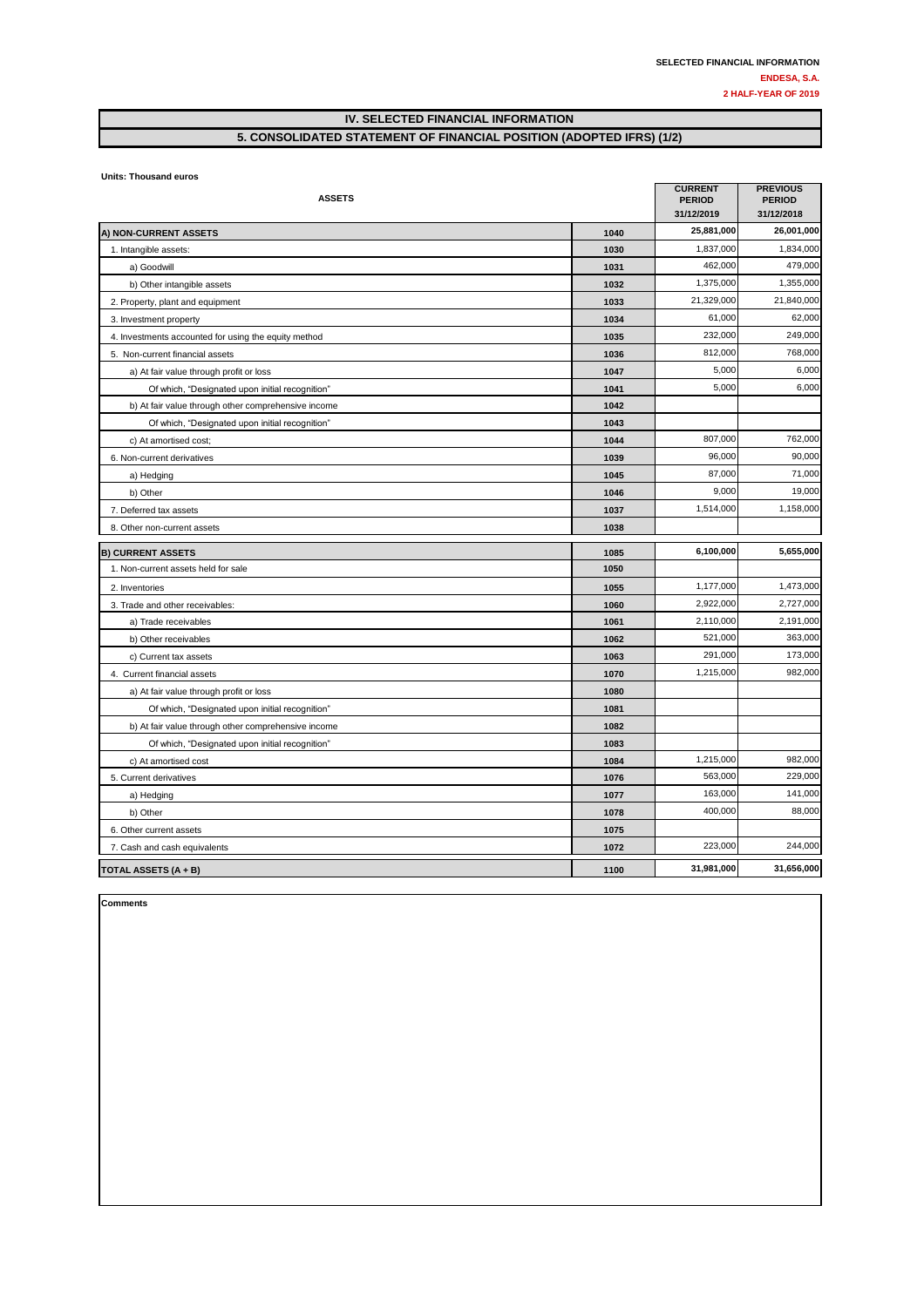**SELECTED FINANCIAL INFORMATION**

**ENDESA, S.A.**

**2 HALF-YEAR OF 2019**

## IV. SELECTED FINANCIAL INFORMATION

## 5. CONSOLIDATED STATEMENT OF FINANCIAL POSITION (ADOPTED IFRS) (1/2)

**Units: Thousand euros**

| ASSETS | | CURRENT PERIOD 31/12/2019 | PREVIOUS PERIOD 31/12/2018 |
|---|---|---|---|
| **A) NON-CURRENT ASSETS** | 1040 | **25,881,000** | **26,001,000** |
| 1. Intangible assets: | 1030 | 1,837,000 | 1,834,000 |
| a) Goodwill | 1031 | 462,000 | 479,000 |
| b) Other intangible assets | 1032 | 1,375,000 | 1,355,000 |
| 2. Property, plant and equipment | 1033 | 21,329,000 | 21,840,000 |
| 3. Investment property | 1034 | 61,000 | 62,000 |
| 4. Investments accounted for using the equity method | 1035 | 232,000 | 249,000 |
| 5. Non-current financial assets | 1036 | 812,000 | 768,000 |
| a) At fair value through profit or loss | 1047 | 5,000 | 6,000 |
| Of which, "Designated upon initial recognition" | 1041 | 5,000 | 6,000 |
| b) At fair value through other comprehensive income | 1042 | | |
| Of which, "Designated upon initial recognition" | 1043 | | |
| c) At amortised cost; | 1044 | 807,000 | 762,000 |
| 6. Non-current derivatives | 1039 | 96,000 | 90,000 |
| a) Hedging | 1045 | 87,000 | 71,000 |
| b) Other | 1046 | 9,000 | 19,000 |
| 7. Deferred tax assets | 1037 | 1,514,000 | 1,158,000 |
| 8. Other non-current assets | 1038 | | |
| **B) CURRENT ASSETS** | 1085 | **6,100,000** | **5,655,000** |
| 1. Non-current assets held for sale | 1050 | | |
| 2. Inventories | 1055 | 1,177,000 | 1,473,000 |
| 3. Trade and other receivables: | 1060 | 2,922,000 | 2,727,000 |
| a) Trade receivables | 1061 | 2,110,000 | 2,191,000 |
| b) Other receivables | 1062 | 521,000 | 363,000 |
| c) Current tax assets | 1063 | 291,000 | 173,000 |
| 4. Current financial assets | 1070 | 1,215,000 | 982,000 |
| a) At fair value through profit or loss | 1080 | | |
| Of which, "Designated upon initial recognition" | 1081 | | |
| b) At fair value through other comprehensive income | 1082 | | |
| Of which, "Designated upon initial recognition" | 1083 | | |
| c) At amortised cost | 1084 | 1,215,000 | 982,000 |
| 5. Current derivatives | 1076 | 563,000 | 229,000 |
| a) Hedging | 1077 | 163,000 | 141,000 |
| b) Other | 1078 | 400,000 | 88,000 |
| 6. Other current assets | 1075 | | |
| 7. Cash and cash equivalents | 1072 | 223,000 | 244,000 |
| **TOTAL ASSETS (A + B)** | 1100 | **31,981,000** | **31,656,000** |

**Comments**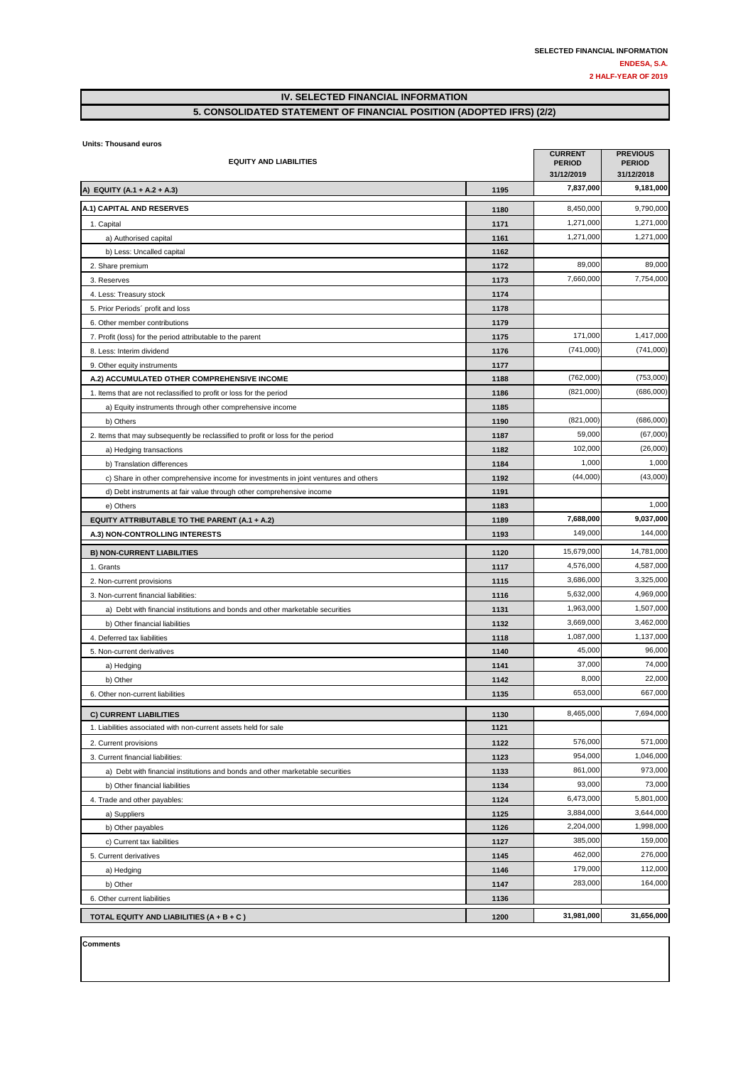SELECTED FINANCIAL INFORMATION

ENDESA, S.A.

2 HALF-YEAR OF 2019

# IV. SELECTED FINANCIAL INFORMATION

## 5. CONSOLIDATED STATEMENT OF FINANCIAL POSITION (ADOPTED IFRS) (2/2)

Units: Thousand euros

| EQUITY AND LIABILITIES | | CURRENT PERIOD 31/12/2019 | PREVIOUS PERIOD 31/12/2018 |
|---|---|---|---|
| **A) EQUITY (A.1 + A.2 + A.3)** | 1195 | **7,837,000** | **9,181,000** |
| **A.1) CAPITAL AND RESERVES** | 1180 | 8,450,000 | 9,790,000 |
| 1. Capital | 1171 | 1,271,000 | 1,271,000 |
| a) Authorised capital | 1161 | 1,271,000 | 1,271,000 |
| b) Less: Uncalled capital | 1162 | | |
| 2. Share premium | 1172 | 89,000 | 89,000 |
| 3. Reserves | 1173 | 7,660,000 | 7,754,000 |
| 4. Less: Treasury stock | 1174 | | |
| 5. Prior Periods´ profit and loss | 1178 | | |
| 6. Other member contributions | 1179 | | |
| 7. Profit (loss) for the period attributable to the parent | 1175 | 171,000 | 1,417,000 |
| 8. Less: Interim dividend | 1176 | (741,000) | (741,000) |
| 9. Other equity instruments | 1177 | | |
| **A.2) ACCUMULATED OTHER COMPREHENSIVE INCOME** | 1188 | (762,000) | (753,000) |
| 1. Items that are not reclassified to profit or loss for the period | 1186 | (821,000) | (686,000) |
| a) Equity instruments through other comprehensive income | 1185 | | |
| b) Others | 1190 | (821,000) | (686,000) |
| 2. Items that may subsequently be reclassified to profit or loss for the period | 1187 | 59,000 | (67,000) |
| a) Hedging transactions | 1182 | 102,000 | (26,000) |
| b) Translation differences | 1184 | 1,000 | 1,000 |
| c) Share in other comprehensive income for investments in joint ventures and others | 1192 | (44,000) | (43,000) |
| d) Debt instruments at fair value through other comprehensive income | 1191 | | |
| e) Others | 1183 | | 1,000 |
| **EQUITY ATTRIBUTABLE TO THE PARENT (A.1 + A.2)** | 1189 | **7,688,000** | **9,037,000** |
| **A.3) NON-CONTROLLING INTERESTS** | 1193 | 149,000 | 144,000 |
| **B) NON-CURRENT LIABILITIES** | 1120 | 15,679,000 | 14,781,000 |
| 1. Grants | 1117 | 4,576,000 | 4,587,000 |
| 2. Non-current provisions | 1115 | 3,686,000 | 3,325,000 |
| 3. Non-current financial liabilities: | 1116 | 5,632,000 | 4,969,000 |
| a) Debt with financial institutions and bonds and other marketable securities | 1131 | 1,963,000 | 1,507,000 |
| b) Other financial liabilities | 1132 | 3,669,000 | 3,462,000 |
| 4. Deferred tax liabilities | 1118 | 1,087,000 | 1,137,000 |
| 5. Non-current derivatives | 1140 | 45,000 | 96,000 |
| a) Hedging | 1141 | 37,000 | 74,000 |
| b) Other | 1142 | 8,000 | 22,000 |
| 6. Other non-current liabilities | 1135 | 653,000 | 667,000 |
| **C) CURRENT LIABILITIES** | 1130 | 8,465,000 | 7,694,000 |
| 1. Liabilities associated with non-current assets held for sale | 1121 | | |
| 2. Current provisions | 1122 | 576,000 | 571,000 |
| 3. Current financial liabilities: | 1123 | 954,000 | 1,046,000 |
| a) Debt with financial institutions and bonds and other marketable securities | 1133 | 861,000 | 973,000 |
| b) Other financial liabilities | 1134 | 93,000 | 73,000 |
| 4. Trade and other payables: | 1124 | 6,473,000 | 5,801,000 |
| a) Suppliers | 1125 | 3,884,000 | 3,644,000 |
| b) Other payables | 1126 | 2,204,000 | 1,998,000 |
| c) Current tax liabilities | 1127 | 385,000 | 159,000 |
| 5. Current derivatives | 1145 | 462,000 | 276,000 |
| a) Hedging | 1146 | 179,000 | 112,000 |
| b) Other | 1147 | 283,000 | 164,000 |
| 6. Other current liabilities | 1136 | | |
| **TOTAL EQUITY AND LIABILITIES (A + B + C )** | 1200 | **31,981,000** | **31,656,000** |

**Comments**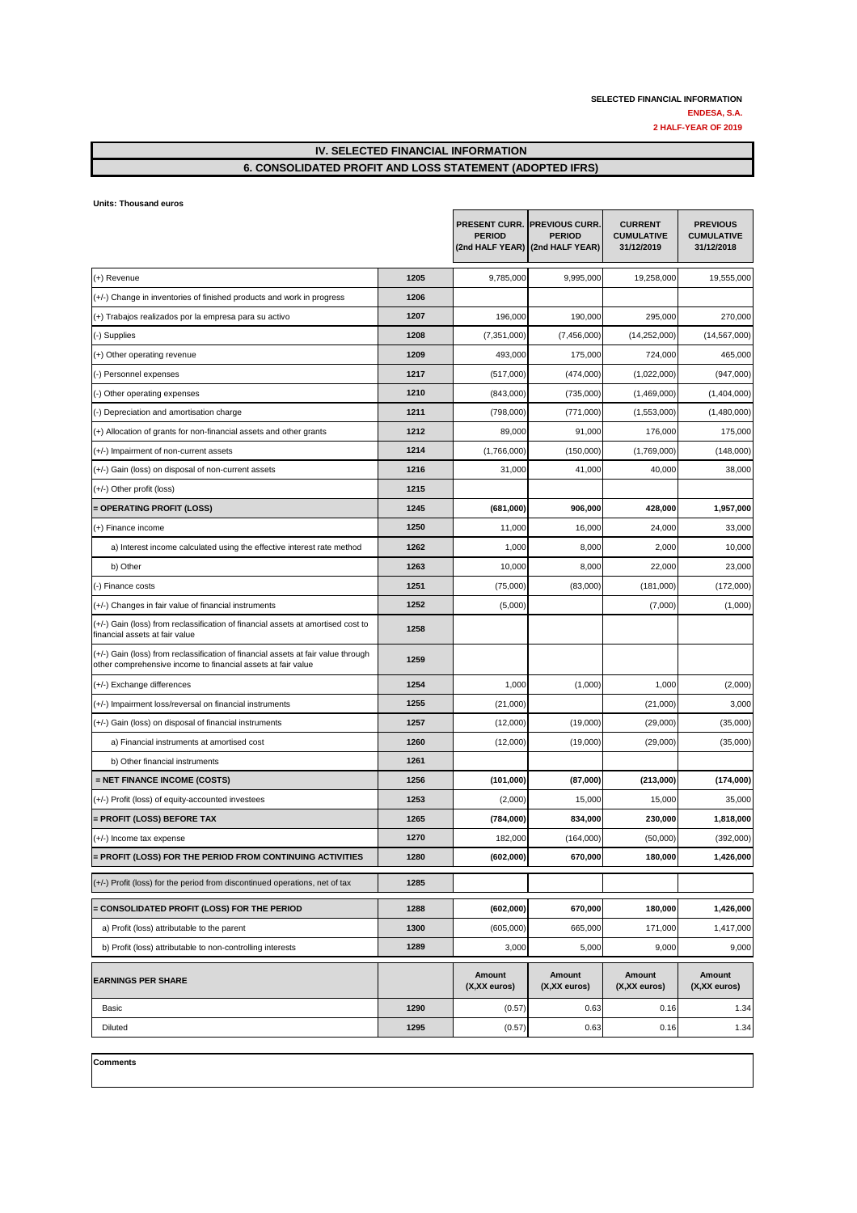**SELECTED FINANCIAL INFORMATION**

**ENDESA, S.A.**

**2 HALF-YEAR OF 2019**

## IV. SELECTED FINANCIAL INFORMATION

## 6. CONSOLIDATED PROFIT AND LOSS STATEMENT (ADOPTED IFRS)

**Units: Thousand euros**

| | | PRESENT CURR. PERIOD (2nd HALF YEAR) | PREVIOUS CURR. PERIOD (2nd HALF YEAR) | CURRENT CUMULATIVE 31/12/2019 | PREVIOUS CUMULATIVE 31/12/2018 |
|---|---|---|---|---|---|
| (+) Revenue | 1205 | 9,785,000 | 9,995,000 | 19,258,000 | 19,555,000 |
| (+/-) Change in inventories of finished products and work in progress | 1206 | | | | |
| (+) Trabajos realizados por la empresa para su activo | 1207 | 196,000 | 190,000 | 295,000 | 270,000 |
| (-) Supplies | 1208 | (7,351,000) | (7,456,000) | (14,252,000) | (14,567,000) |
| (+) Other operating revenue | 1209 | 493,000 | 175,000 | 724,000 | 465,000 |
| (-) Personnel expenses | 1217 | (517,000) | (474,000) | (1,022,000) | (947,000) |
| (-) Other operating expenses | 1210 | (843,000) | (735,000) | (1,469,000) | (1,404,000) |
| (-) Depreciation and amortisation charge | 1211 | (798,000) | (771,000) | (1,553,000) | (1,480,000) |
| (+) Allocation of grants for non-financial assets and other grants | 1212 | 89,000 | 91,000 | 176,000 | 175,000 |
| (+/-) Impairment of non-current assets | 1214 | (1,766,000) | (150,000) | (1,769,000) | (148,000) |
| (+/-) Gain (loss) on disposal of non-current assets | 1216 | 31,000 | 41,000 | 40,000 | 38,000 |
| (+/-) Other profit (loss) | 1215 | | | | |
| **= OPERATING PROFIT (LOSS)** | **1245** | **(681,000)** | **906,000** | **428,000** | **1,957,000** |
| (+) Finance income | 1250 | 11,000 | 16,000 | 24,000 | 33,000 |
| a) Interest income calculated using the effective interest rate method | 1262 | 1,000 | 8,000 | 2,000 | 10,000 |
| b) Other | 1263 | 10,000 | 8,000 | 22,000 | 23,000 |
| (-) Finance costs | 1251 | (75,000) | (83,000) | (181,000) | (172,000) |
| (+/-) Changes in fair value of financial instruments | 1252 | (5,000) | | (7,000) | (1,000) |
| (+/-) Gain (loss) from reclassification of financial assets at amortised cost to financial assets at fair value | 1258 | | | | |
| (+/-) Gain (loss) from reclassification of financial assets at fair value through other comprehensive income to financial assets at fair value | 1259 | | | | |
| (+/-) Exchange differences | 1254 | 1,000 | (1,000) | 1,000 | (2,000) |
| (+/-) Impairment loss/reversal on financial instruments | 1255 | (21,000) | | (21,000) | 3,000 |
| (+/-) Gain (loss) on disposal of financial instruments | 1257 | (12,000) | (19,000) | (29,000) | (35,000) |
| a) Financial instruments at amortised cost | 1260 | (12,000) | (19,000) | (29,000) | (35,000) |
| b) Other financial instruments | 1261 | | | | |
| **= NET FINANCE INCOME (COSTS)** | **1256** | **(101,000)** | **(87,000)** | **(213,000)** | **(174,000)** |
| (+/-) Profit (loss) of equity-accounted investees | 1253 | (2,000) | 15,000 | 15,000 | 35,000 |
| **= PROFIT (LOSS) BEFORE TAX** | **1265** | **(784,000)** | **834,000** | **230,000** | **1,818,000** |
| (+/-) Income tax expense | 1270 | 182,000 | (164,000) | (50,000) | (392,000) |
| **= PROFIT (LOSS) FOR THE PERIOD FROM CONTINUING ACTIVITIES** | **1280** | **(602,000)** | **670,000** | **180,000** | **1,426,000** |
| (+/-) Profit (loss) for the period from discontinued operations, net of tax | 1285 | | | | |
| **= CONSOLIDATED PROFIT (LOSS) FOR THE PERIOD** | **1288** | **(602,000)** | **670,000** | **180,000** | **1,426,000** |
| a) Profit (loss) attributable to the parent | 1300 | (605,000) | 665,000 | 171,000 | 1,417,000 |
| b) Profit (loss) attributable to non-controlling interests | 1289 | 3,000 | 5,000 | 9,000 | 9,000 |

| **EARNINGS PER SHARE** | | Amount (X,XX euros) | Amount (X,XX euros) | Amount (X,XX euros) | Amount (X,XX euros) |
|---|---|---|---|---|---|
| Basic | 1290 | (0.57) | 0.63 | 0.16 | 1.34 |
| Diluted | 1295 | (0.57) | 0.63 | 0.16 | 1.34 |

**Comments**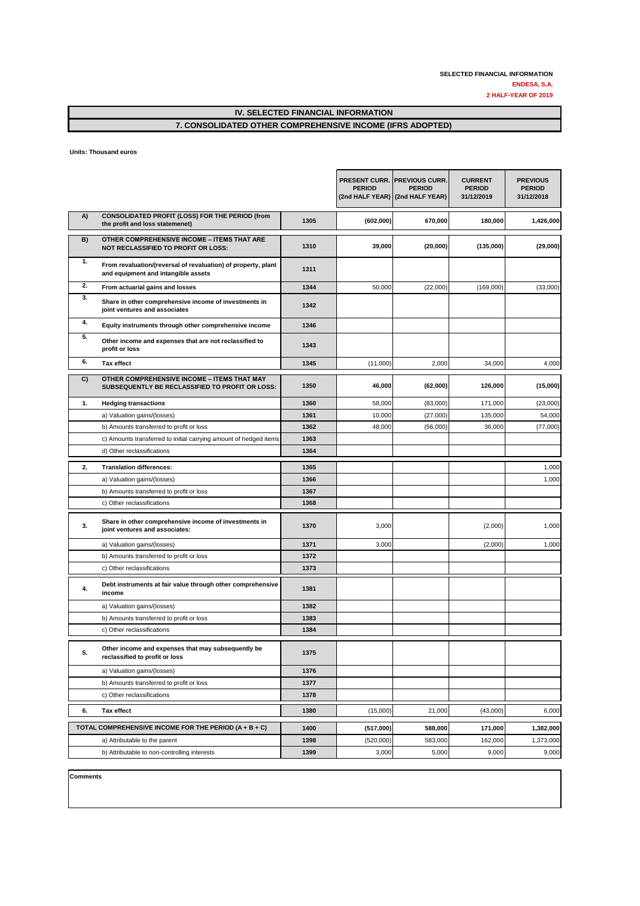**SELECTED FINANCIAL INFORMATION**

**ENDESA, S.A.**

**2 HALF-YEAR OF 2019**

# IV. SELECTED FINANCIAL INFORMATION

## 7. CONSOLIDATED OTHER COMPREHENSIVE INCOME (IFRS ADOPTED)

**Units: Thousand euros**

| | | | PRESENT CURR. PERIOD (2nd HALF YEAR) | PREVIOUS CURR. PERIOD (2nd HALF YEAR) | CURRENT PERIOD 31/12/2019 | PREVIOUS PERIOD 31/12/2018 |
|---|---|---|---|---|---|---|
| **A)** | **CONSOLIDATED PROFIT (LOSS) FOR THE PERIOD (from the profit and loss statemenet)** | **1305** | **(602,000)** | **670,000** | **180,000** | **1,426,000** |
| **B)** | **OTHER COMPREHENSIVE INCOME – ITEMS THAT ARE NOT RECLASSIFIED TO PROFIT OR LOSS:** | **1310** | **39,000** | **(20,000)** | **(135,000)** | **(29,000)** |
| **1.** | **From revaluation/(reversal of revaluation) of property, plant and equipment and intangible assets** | **1311** | | | | |
| **2.** | **From actuarial gains and losses** | **1344** | 50,000 | (22,000) | (169,000) | (33,000) |
| **3.** | **Share in other comprehensive income of investments in joint ventures and associates** | **1342** | | | | |
| **4.** | **Equity instruments through other comprehensive income** | **1346** | | | | |
| **5.** | **Other income and expenses that are not reclassified to profit or loss** | **1343** | | | | |
| **6.** | **Tax effect** | **1345** | (11,000) | 2,000 | 34,000 | 4,000 |
| **C)** | **OTHER COMPREHENSIVE INCOME – ITEMS THAT MAY SUBSEQUENTLY BE RECLASSIFIED TO PROFIT OR LOSS:** | **1350** | **46,000** | **(62,000)** | **126,000** | **(15,000)** |
| **1.** | **Hedging transactions** | **1360** | 58,000 | (83,000) | 171,000 | (23,000) |
| | a) Valuation gains/(losses) | **1361** | 10,000 | (27,000) | 135,000 | 54,000 |
| | b) Amounts transferred to profit or loss | **1362** | 48,000 | (56,000) | 36,000 | (77,000) |
| | c) Amounts transferred to initial carrying amount of hedged items | **1363** | | | | |
| | d) Other reclassifications | **1364** | | | | |
| **2.** | **Translation differences:** | **1365** | | | | 1,000 |
| | a) Valuation gains/(losses) | **1366** | | | | 1,000 |
| | b) Amounts transferred to profit or loss | **1367** | | | | |
| | c) Other reclassifications | **1368** | | | | |
| **3.** | **Share in other comprehensive income of investments in joint ventures and associates:** | **1370** | 3,000 | | (2,000) | 1,000 |
| | a) Valuation gains/(losses) | **1371** | 3,000 | | (2,000) | 1,000 |
| | b) Amounts transferred to profit or loss | **1372** | | | | |
| | c) Other reclassifications | **1373** | | | | |
| **4.** | **Debt instruments at fair value through other comprehensive income** | **1381** | | | | |
| | a) Valuation gains/(losses) | **1382** | | | | |
| | b) Amounts transferred to profit or loss | **1383** | | | | |
| | c) Other reclassifications | **1384** | | | | |
| **5.** | **Other income and expenses that may subsequently be reclassified to profit or loss** | **1375** | | | | |
| | a) Valuation gains/(losses) | **1376** | | | | |
| | b) Amounts transferred to profit or loss | **1377** | | | | |
| | c) Other reclassifications | **1378** | | | | |
| **6.** | **Tax effect** | **1380** | (15,000) | 21,000 | (43,000) | 6,000 |
| | **TOTAL COMPREHENSIVE INCOME FOR THE PERIOD (A + B + C)** | **1400** | **(517,000)** | **588,000** | **171,000** | **1,382,000** |
| | a) Attributable to the parent | **1398** | (520,000) | 583,000 | 162,000 | 1,373,000 |
| | b) Attributable to non-controlling interests | **1399** | 3,000 | 5,000 | 9,000 | 9,000 |

**Comments**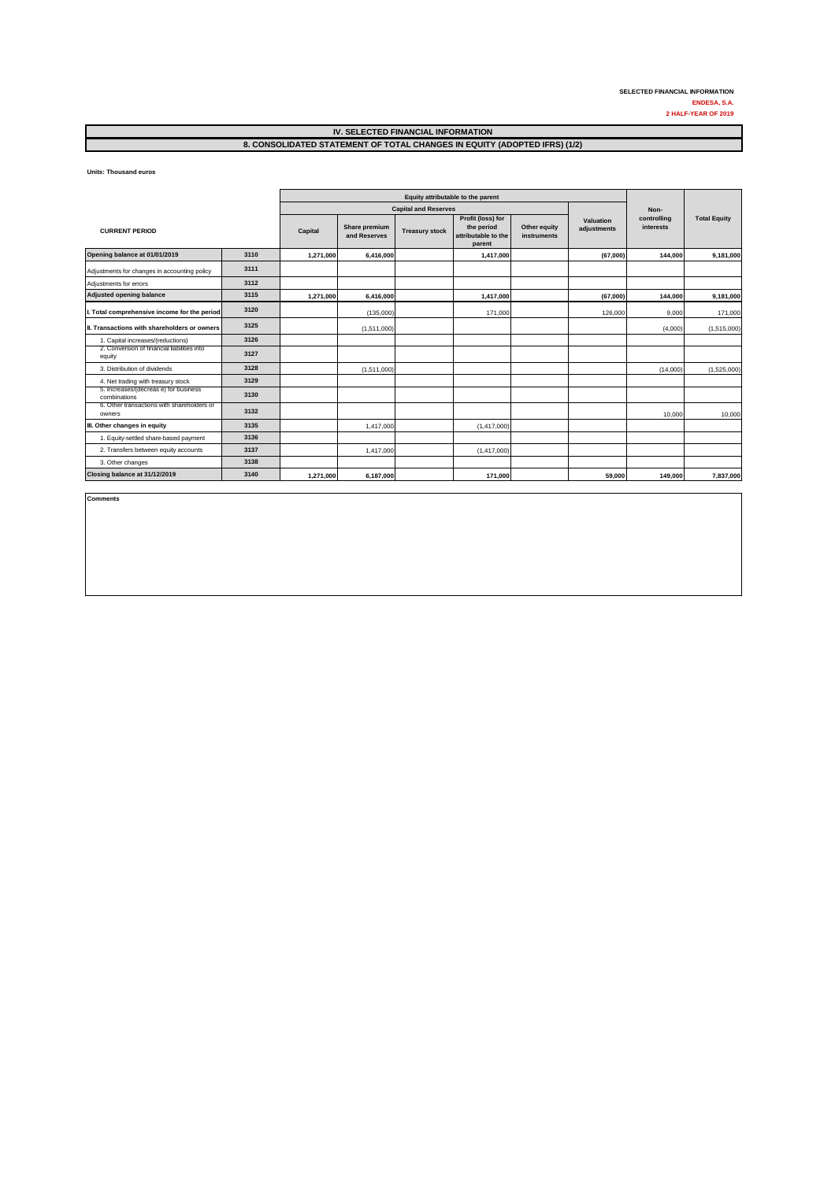SELECTED FINANCIAL INFORMATION

ENDESA, S.A.

2 HALF-YEAR OF 2019

## IV. SELECTED FINANCIAL INFORMATION

## 8. CONSOLIDATED STATEMENT OF TOTAL CHANGES IN EQUITY (ADOPTED IFRS) (1/2)

**Units: Thousand euros**

| CURRENT PERIOD | | Equity attributable to the parent | | | | | | Non-controlling interests | Total Equity |
|---|---|---|---|---|---|---|---|---|---|
| | | Capital and Reserves | | | | | | | |
| | | Capital | Share premium and Reserves | Treasury stock | Profit (loss) for the period attributable to the parent | Other equity instruments | Valuation adjustments | | |
| **Opening balance at 01/01/2019** | 3110 | 1,271,000 | 6,416,000 | | 1,417,000 | | (67,000) | 144,000 | 9,181,000 |
| Adjustments for changes in accounting policy | 3111 | | | | | | | | |
| Adjustments for errors | 3112 | | | | | | | | |
| **Adjusted opening balance** | 3115 | 1,271,000 | 6,416,000 | | 1,417,000 | | (67,000) | 144,000 | 9,181,000 |
| **I. Total comprehensive income for the period** | 3120 | | (135,000) | | 171,000 | | 126,000 | 9,000 | 171,000 |
| **II. Transactions with shareholders or owners** | 3125 | | (1,511,000) | | | | | (4,000) | (1,515,000) |
| 1. Capital increases/(reductions) | 3126 | | | | | | | | |
| 2. Conversion of financial liabilities into equity | 3127 | | | | | | | | |
| 3. Distribution of dividends | 3128 | | (1,511,000) | | | | | (14,000) | (1,525,000) |
| 4. Net trading with treasury stock | 3129 | | | | | | | | |
| 5. Increases/(decreas e) for business combinations | 3130 | | | | | | | | |
| 6. Other transactions with shareholders or owners | 3132 | | | | | | | 10,000 | 10,000 |
| **III. Other changes in equity** | 3135 | | 1,417,000 | | (1,417,000) | | | | |
| 1. Equity-settled share-based payment | 3136 | | | | | | | | |
| 2. Transfers between equity accounts | 3137 | | 1,417,000 | | (1,417,000) | | | | |
| 3. Other changes | 3138 | | | | | | | | |
| **Closing balance at 31/12/2019** | 3140 | 1,271,000 | 6,187,000 | | 171,000 | | 59,000 | 149,000 | 7,837,000 |

**Comments**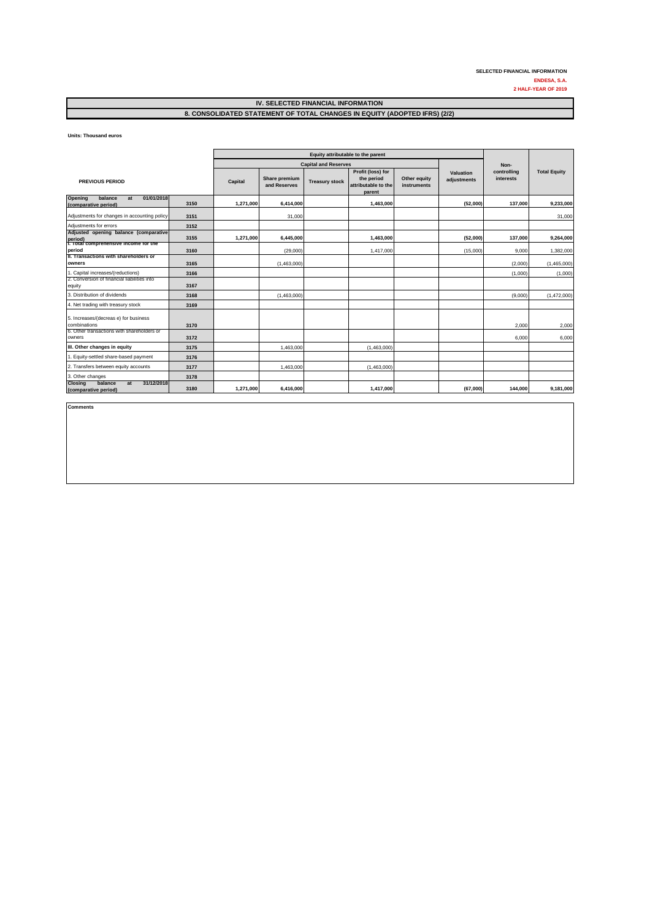SELECTED FINANCIAL INFORMATION

ENDESA, S.A.

2 HALF-YEAR OF 2019

## IV. SELECTED FINANCIAL INFORMATION

## 8. CONSOLIDATED STATEMENT OF TOTAL CHANGES IN EQUITY (ADOPTED IFRS) (2/2)

**Units: Thousand euros**

| PREVIOUS PERIOD | | Equity attributable to the parent | | | | | | Non-controlling interests | Total Equity |
|---|---|---|---|---|---|---|---|---|---|
| | | Capital and Reserves | | | | | | | |
| | | Capital | Share premium and Reserves | Treasury stock | Profit (loss) for the period attributable to the parent | Other equity instruments | Valuation adjustments | | |
| **Opening balance at 01/01/2018 (comparative period)** | **3150** | **1,271,000** | **6,414,000** | | **1,463,000** | | **(52,000)** | **137,000** | **9,233,000** |
| Adjustments for changes in accounting policy | 3151 | | 31,000 | | | | | | 31,000 |
| Adjustments for errors | 3152 | | | | | | | | |
| **Adjusted opening balance (comparative period)** | **3155** | **1,271,000** | **6,445,000** | | **1,463,000** | | **(52,000)** | **137,000** | **9,264,000** |
| **I. Total comprehensive income for the period** | **3160** | | (29,000) | | 1,417,000 | | (15,000) | 9,000 | 1,382,000 |
| **II. Transactions with shareholders or owners** | **3165** | | (1,463,000) | | | | | (2,000) | (1,465,000) |
| 1. Capital increases/(reductions) | 3166 | | | | | | | (1,000) | (1,000) |
| 2. Conversion of financial liabilities into equity | 3167 | | | | | | | | |
| 3. Distribution of dividends | 3168 | | (1,463,000) | | | | | (9,000) | (1,472,000) |
| 4. Net trading with treasury stock | 3169 | | | | | | | | |
| 5. Increases/(decreas e) for business combinations | 3170 | | | | | | | 2,000 | 2,000 |
| 6. Other transactions with shareholders or owners | 3172 | | | | | | | 6,000 | 6,000 |
| **III. Other changes in equity** | **3175** | | 1,463,000 | | (1,463,000) | | | | |
| 1. Equity-settled share-based payment | 3176 | | | | | | | | |
| 2. Transfers between equity accounts | 3177 | | 1,463,000 | | (1,463,000) | | | | |
| 3. Other changes | 3178 | | | | | | | | |
| **Closing balance at 31/12/2018 (comparative period)** | **3180** | **1,271,000** | **6,416,000** | | **1,417,000** | | **(67,000)** | **144,000** | **9,181,000** |

**Comments**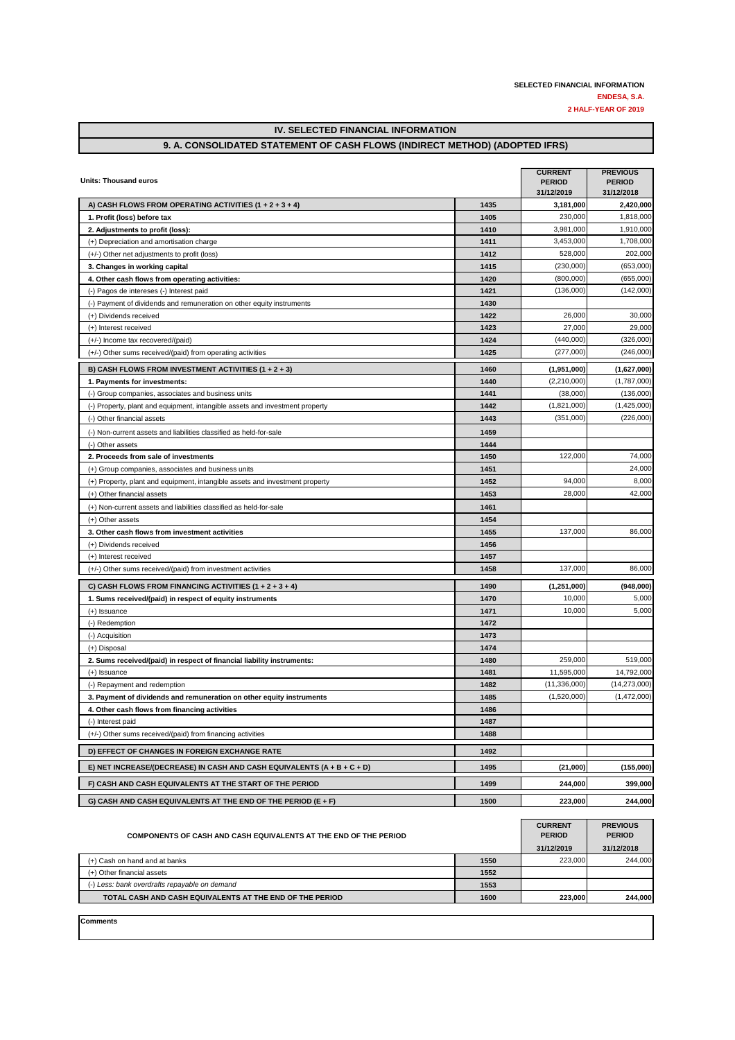SELECTED FINANCIAL INFORMATION

ENDESA, S.A.

2 HALF-YEAR OF 2019

## IV. SELECTED FINANCIAL INFORMATION

## 9. A. CONSOLIDATED STATEMENT OF CASH FLOWS (INDIRECT METHOD) (ADOPTED IFRS)

| Units: Thousand euros | | CURRENT PERIOD 31/12/2019 | PREVIOUS PERIOD 31/12/2018 |
|---|---|---|---|
| **A) CASH FLOWS FROM OPERATING ACTIVITIES (1 + 2 + 3 + 4)** | 1435 | **3,181,000** | **2,420,000** |
| **1. Profit (loss) before tax** | 1405 | 230,000 | 1,818,000 |
| **2. Adjustments to profit (loss):** | 1410 | 3,981,000 | 1,910,000 |
| (+) Depreciation and amortisation charge | 1411 | 3,453,000 | 1,708,000 |
| (+/-) Other net adjustments to profit (loss) | 1412 | 528,000 | 202,000 |
| **3. Changes in working capital** | 1415 | (230,000) | (653,000) |
| **4. Other cash flows from operating activities:** | 1420 | (800,000) | (655,000) |
| (-) Pagos de intereses (-) Interest paid | 1421 | (136,000) | (142,000) |
| (-) Payment of dividends and remuneration on other equity instruments | 1430 | | |
| (+) Dividends received | 1422 | 26,000 | 30,000 |
| (+) Interest received | 1423 | 27,000 | 29,000 |
| (+/-) Income tax recovered/(paid) | 1424 | (440,000) | (326,000) |
| (+/-) Other sums received/(paid) from operating activities | 1425 | (277,000) | (246,000) |
| **B) CASH FLOWS FROM INVESTMENT ACTIVITIES (1 + 2 + 3)** | 1460 | **(1,951,000)** | **(1,627,000)** |
| **1. Payments for investments:** | 1440 | (2,210,000) | (1,787,000) |
| (-) Group companies, associates and business units | 1441 | (38,000) | (136,000) |
| (-) Property, plant and equipment, intangible assets and investment property | 1442 | (1,821,000) | (1,425,000) |
| (-) Other financial assets | 1443 | (351,000) | (226,000) |
| (-) Non-current assets and liabilities classified as held-for-sale | 1459 | | |
| (-) Other assets | 1444 | | |
| **2. Proceeds from sale of investments** | 1450 | 122,000 | 74,000 |
| (+) Group companies, associates and business units | 1451 | | 24,000 |
| (+) Property, plant and equipment, intangible assets and investment property | 1452 | 94,000 | 8,000 |
| (+) Other financial assets | 1453 | 28,000 | 42,000 |
| (+) Non-current assets and liabilities classified as held-for-sale | 1461 | | |
| (+) Other assets | 1454 | | |
| **3. Other cash flows from investment activities** | 1455 | 137,000 | 86,000 |
| (+) Dividends received | 1456 | | |
| (+) Interest received | 1457 | | |
| (+/-) Other sums received/(paid) from investment activities | 1458 | 137,000 | 86,000 |
| **C) CASH FLOWS FROM FINANCING ACTIVITIES (1 + 2 + 3 + 4)** | 1490 | **(1,251,000)** | **(948,000)** |
| **1. Sums received/(paid) in respect of equity instruments** | 1470 | 10,000 | 5,000 |
| (+) Issuance | 1471 | 10,000 | 5,000 |
| (-) Redemption | 1472 | | |
| (-) Acquisition | 1473 | | |
| (+) Disposal | 1474 | | |
| **2. Sums received/(paid) in respect of financial liability instruments:** | 1480 | 259,000 | 519,000 |
| (+) Issuance | 1481 | 11,595,000 | 14,792,000 |
| (-) Repayment and redemption | 1482 | (11,336,000) | (14,273,000) |
| **3. Payment of dividends and remuneration on other equity instruments** | 1485 | (1,520,000) | (1,472,000) |
| **4. Other cash flows from financing activities** | 1486 | | |
| (-) Interest paid | 1487 | | |
| (+/-) Other sums received/(paid) from financing activities | 1488 | | |
| **D) EFFECT OF CHANGES IN FOREIGN EXCHANGE RATE** | 1492 | | |
| **E) NET INCREASE/(DECREASE) IN CASH AND CASH EQUIVALENTS (A + B + C + D)** | 1495 | **(21,000)** | **(155,000)** |
| **F) CASH AND CASH EQUIVALENTS AT THE START OF THE PERIOD** | 1499 | **244,000** | **399,000** |
| **G) CASH AND CASH EQUIVALENTS AT THE END OF THE PERIOD (E + F)** | 1500 | **223,000** | **244,000** |

| COMPONENTS OF CASH AND CASH EQUIVALENTS AT THE END OF THE PERIOD | | CURRENT PERIOD 31/12/2019 | PREVIOUS PERIOD 31/12/2018 |
|---|---|---|---|
| (+) Cash on hand and at banks | 1550 | 223,000 | 244,000 |
| (+) Other financial assets | 1552 | | |
| (-) *Less: bank overdrafts repayable on demand* | 1553 | | |
| **TOTAL CASH AND CASH EQUIVALENTS AT THE END OF THE PERIOD** | 1600 | **223,000** | **244,000** |

**Comments**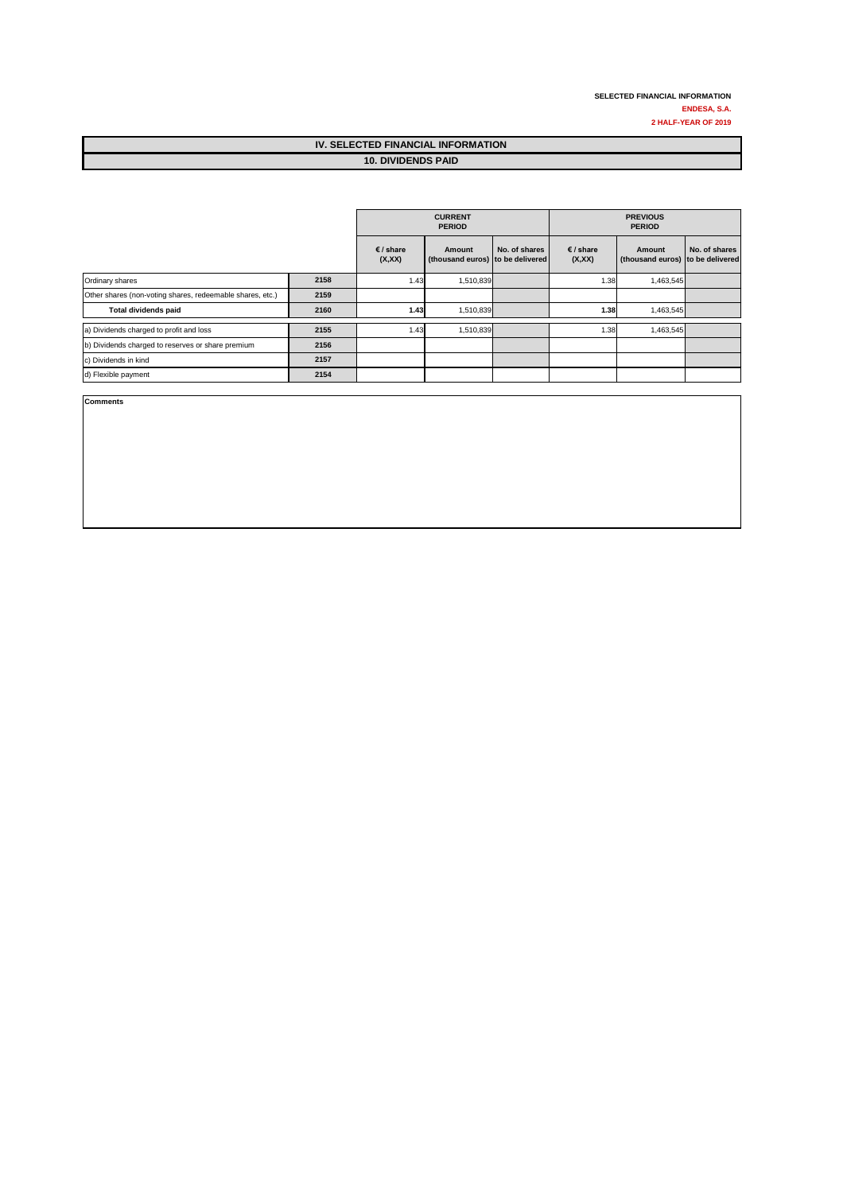SELECTED FINANCIAL INFORMATION

ENDESA, S.A.

2 HALF-YEAR OF 2019

# IV. SELECTED FINANCIAL INFORMATION

## 10. DIVIDENDS PAID

| | | CURRENT PERIOD | | | PREVIOUS PERIOD | | |
|---|---|---|---|---|---|---|---|
| | | € / share (X,XX) | Amount (thousand euros) | No. of shares to be delivered | € / share (X,XX) | Amount (thousand euros) | No. of shares to be delivered |
| Ordinary shares | 2158 | 1.43 | 1,510,839 | | 1.38 | 1,463,545 | |
| Other shares (non-voting shares, redeemable shares, etc.) | 2159 | | | | | | |
| **Total dividends paid** | 2160 | **1.43** | 1,510,839 | | **1.38** | 1,463,545 | |
| a) Dividends charged to profit and loss | 2155 | 1.43 | 1,510,839 | | 1.38 | 1,463,545 | |
| b) Dividends charged to reserves or share premium | 2156 | | | | | | |
| c) Dividends in kind | 2157 | | | | | | |
| d) Flexible payment | 2154 | | | | | | |

**Comments**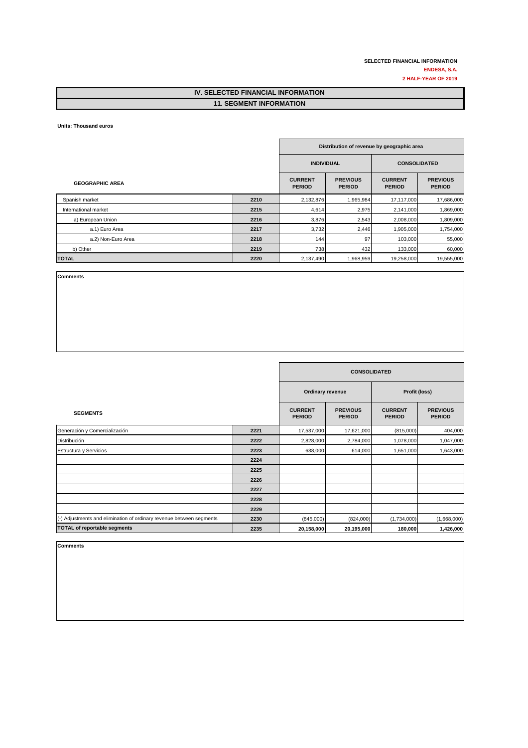SELECTED FINANCIAL INFORMATION
**ENDESA, S.A.**
**2 HALF-YEAR OF 2019**

# IV. SELECTED FINANCIAL INFORMATION

## 11. SEGMENT INFORMATION

**Units: Thousand euros**

| GEOGRAPHIC AREA | | Distribution of revenue by geographic area | | | |
|---|---|---|---|---|---|
| | | INDIVIDUAL | | CONSOLIDATED | |
| | | CURRENT PERIOD | PREVIOUS PERIOD | CURRENT PERIOD | PREVIOUS PERIOD |
| Spanish market | 2210 | 2,132,876 | 1,965,984 | 17,117,000 | 17,686,000 |
| International market | 2215 | 4,614 | 2,975 | 2,141,000 | 1,869,000 |
| a) European Union | 2216 | 3,876 | 2,543 | 2,008,000 | 1,809,000 |
| a.1) Euro Area | 2217 | 3,732 | 2,446 | 1,905,000 | 1,754,000 |
| a.2) Non-Euro Area | 2218 | 144 | 97 | 103,000 | 55,000 |
| b) Other | 2219 | 738 | 432 | 133,000 | 60,000 |
| **TOTAL** | 2220 | 2,137,490 | 1,968,959 | 19,258,000 | 19,555,000 |

**Comments**

| SEGMENTS | | CONSOLIDATED | | | |
|---|---|---|---|---|---|
| | | Ordinary revenue | | Profit (loss) | |
| | | CURRENT PERIOD | PREVIOUS PERIOD | CURRENT PERIOD | PREVIOUS PERIOD |
| Generación y Comercialización | 2221 | 17,537,000 | 17,621,000 | (815,000) | 404,000 |
| Distribución | 2222 | 2,828,000 | 2,784,000 | 1,078,000 | 1,047,000 |
| Estructura y Servicios | 2223 | 638,000 | 614,000 | 1,651,000 | 1,643,000 |
| | 2224 | | | | |
| | 2225 | | | | |
| | 2226 | | | | |
| | 2227 | | | | |
| | 2228 | | | | |
| | 2229 | | | | |
| (-) Adjustments and elimination of ordinary revenue between segments | 2230 | (845,000) | (824,000) | (1,734,000) | (1,668,000) |
| **TOTAL of reportable segments** | 2235 | **20,158,000** | **20,195,000** | **180,000** | **1,426,000** |

**Comments**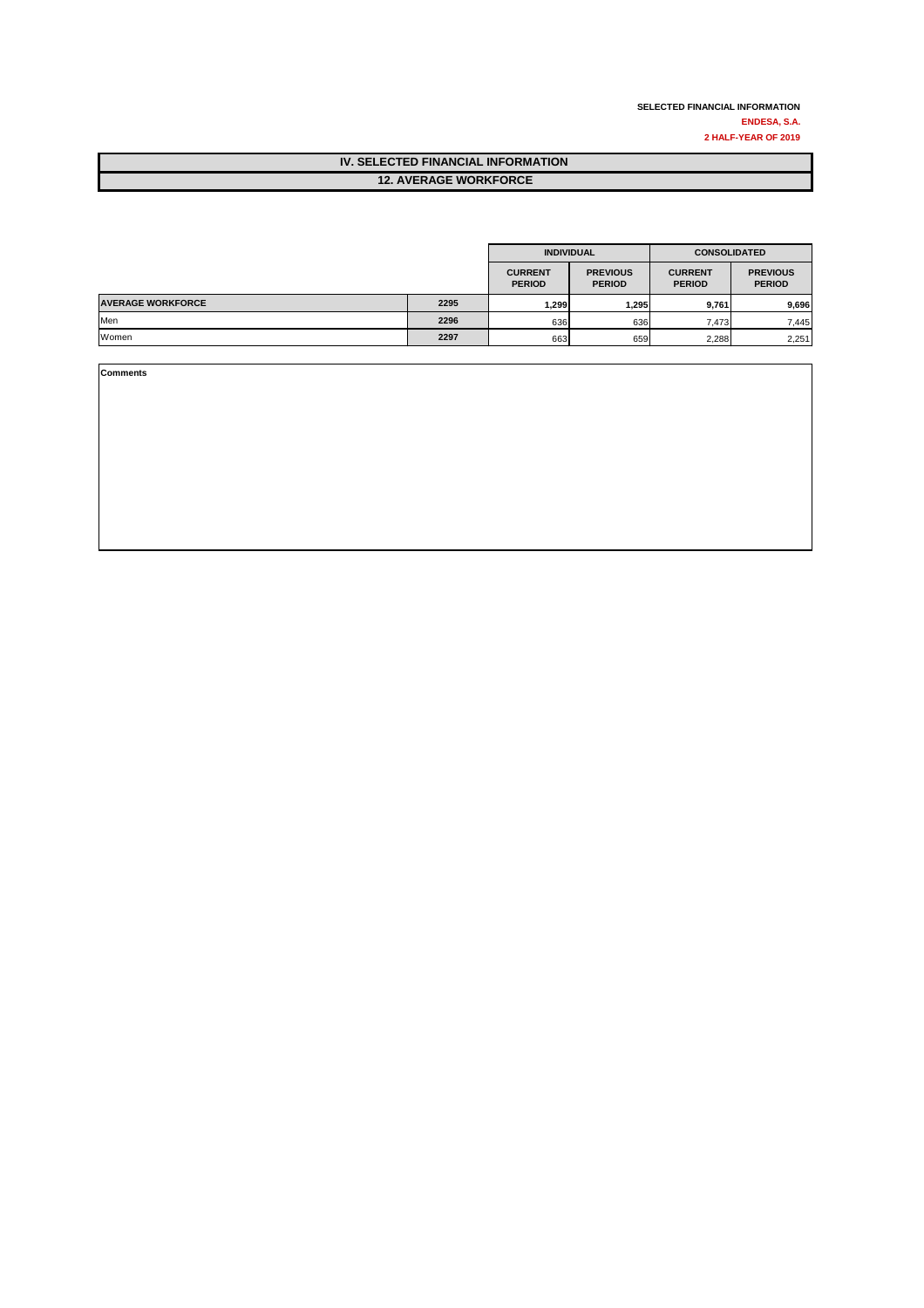SELECTED FINANCIAL INFORMATION

**ENDESA, S.A.**

**2 HALF-YEAR OF 2019**

# IV. SELECTED FINANCIAL INFORMATION

## 12. AVERAGE WORKFORCE

| | | INDIVIDUAL | | CONSOLIDATED | |
|---|---|---|---|---|---|
| | | CURRENT PERIOD | PREVIOUS PERIOD | CURRENT PERIOD | PREVIOUS PERIOD |
| **AVERAGE WORKFORCE** | 2295 | **1,299** | **1,295** | **9,761** | **9,696** |
| Men | 2296 | 636 | 636 | 7,473 | 7,445 |
| Women | 2297 | 663 | 659 | 2,288 | 2,251 |

**Comments**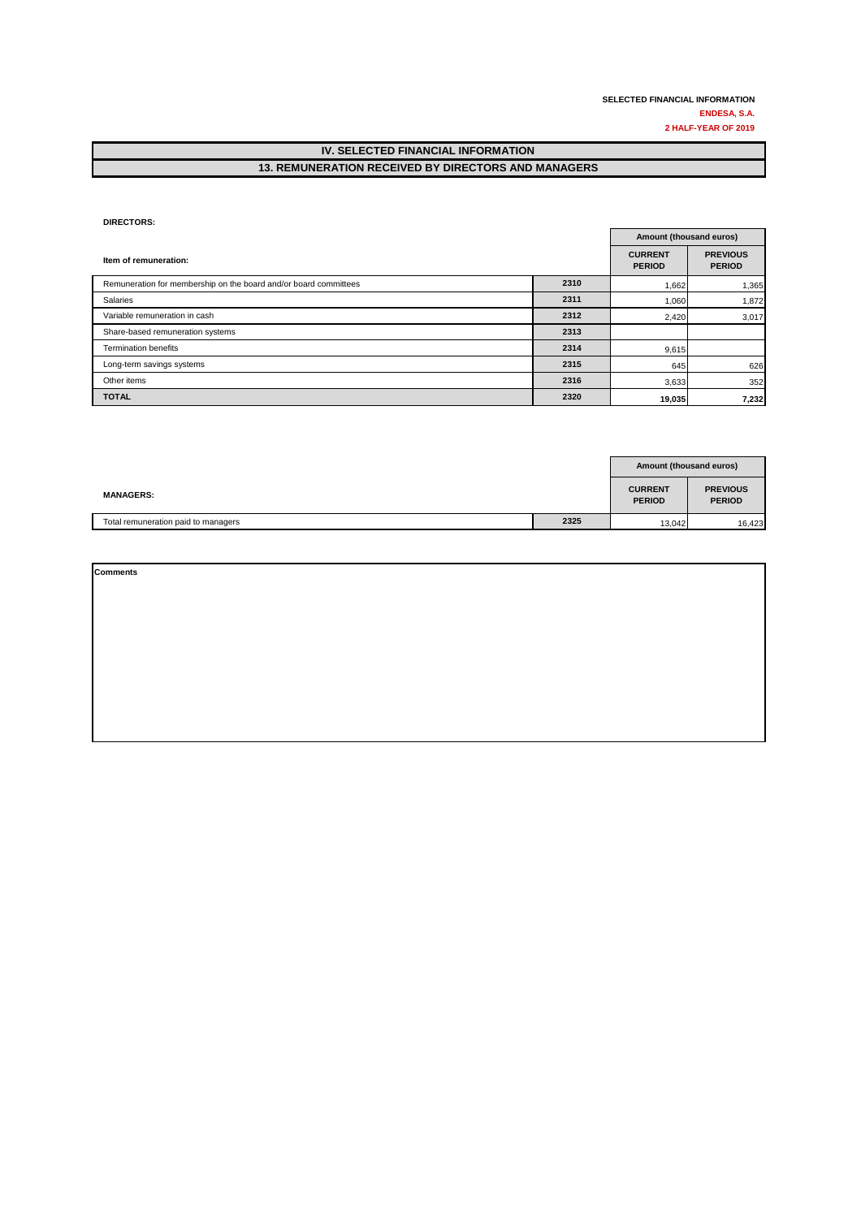**SELECTED FINANCIAL INFORMATION**
**ENDESA, S.A.**
**2 HALF-YEAR OF 2019**

# IV. SELECTED FINANCIAL INFORMATION

## 13. REMUNERATION RECEIVED BY DIRECTORS AND MANAGERS

**DIRECTORS:**

| Item of remuneration: | | Amount (thousand euros) | |
|---|---|---|---|
| | | CURRENT PERIOD | PREVIOUS PERIOD |
| Remuneration for membership on the board and/or board committees | 2310 | 1,662 | 1,365 |
| Salaries | 2311 | 1,060 | 1,872 |
| Variable remuneration in cash | 2312 | 2,420 | 3,017 |
| Share-based remuneration systems | 2313 | | |
| Termination benefits | 2314 | 9,615 | |
| Long-term savings systems | 2315 | 645 | 626 |
| Other items | 2316 | 3,633 | 352 |
| **TOTAL** | 2320 | **19,035** | **7,232** |

| MANAGERS: | | Amount (thousand euros) | |
|---|---|---|---|
| | | CURRENT PERIOD | PREVIOUS PERIOD |
| Total remuneration paid to managers | 2325 | 13,042 | 16,423 |

**Comments**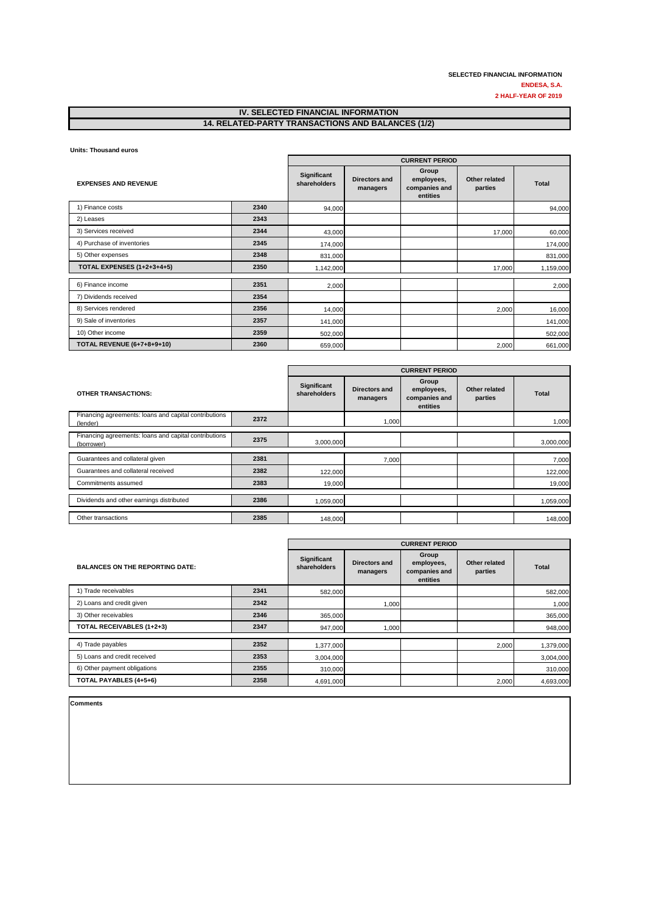**SELECTED FINANCIAL INFORMATION**

**ENDESA, S.A.**

**2 HALF-YEAR OF 2019**

# IV. SELECTED FINANCIAL INFORMATION

## 14. RELATED-PARTY TRANSACTIONS AND BALANCES (1/2)

**Units: Thousand euros**

| EXPENSES AND REVENUE | | CURRENT PERIOD | | | | |
|---|---|---|---|---|---|---|
| | | Significant shareholders | Directors and managers | Group employees, companies and entities | Other related parties | Total |
| 1) Finance costs | 2340 | 94,000 | | | | 94,000 |
| 2) Leases | 2343 | | | | | |
| 3) Services received | 2344 | 43,000 | | | 17,000 | 60,000 |
| 4) Purchase of inventories | 2345 | 174,000 | | | | 174,000 |
| 5) Other expenses | 2348 | 831,000 | | | | 831,000 |
| **TOTAL EXPENSES (1+2+3+4+5)** | 2350 | 1,142,000 | | | 17,000 | 1,159,000 |
| 6) Finance income | 2351 | 2,000 | | | | 2,000 |
| 7) Dividends received | 2354 | | | | | |
| 8) Services rendered | 2356 | 14,000 | | | 2,000 | 16,000 |
| 9) Sale of inventories | 2357 | 141,000 | | | | 141,000 |
| 10) Other income | 2359 | 502,000 | | | | 502,000 |
| **TOTAL REVENUE (6+7+8+9+10)** | 2360 | 659,000 | | | 2,000 | 661,000 |

| OTHER TRANSACTIONS: | | CURRENT PERIOD | | | | |
|---|---|---|---|---|---|---|
| | | Significant shareholders | Directors and managers | Group employees, companies and entities | Other related parties | Total |
| Financing agreements: loans and capital contributions (lender) | 2372 | | 1,000 | | | 1,000 |
| Financing agreements: loans and capital contributions (borrower) | 2375 | 3,000,000 | | | | 3,000,000 |
| Guarantees and collateral given | 2381 | | 7,000 | | | 7,000 |
| Guarantees and collateral received | 2382 | 122,000 | | | | 122,000 |
| Commitments assumed | 2383 | 19,000 | | | | 19,000 |
| Dividends and other earnings distributed | 2386 | 1,059,000 | | | | 1,059,000 |
| Other transactions | 2385 | 148,000 | | | | 148,000 |

| BALANCES ON THE REPORTING DATE: | | CURRENT PERIOD | | | | |
|---|---|---|---|---|---|---|
| | | Significant shareholders | Directors and managers | Group employees, companies and entities | Other related parties | Total |
| 1) Trade receivables | 2341 | 582,000 | | | | 582,000 |
| 2) Loans and credit given | 2342 | | 1,000 | | | 1,000 |
| 3) Other receivables | 2346 | 365,000 | | | | 365,000 |
| **TOTAL RECEIVABLES (1+2+3)** | 2347 | 947,000 | 1,000 | | | 948,000 |
| 4) Trade payables | 2352 | 1,377,000 | | | 2,000 | 1,379,000 |
| 5) Loans and credit received | 2353 | 3,004,000 | | | | 3,004,000 |
| 6) Other payment obligations | 2355 | 310,000 | | | | 310,000 |
| **TOTAL PAYABLES (4+5+6)** | 2358 | 4,691,000 | | | 2,000 | 4,693,000 |

**Comments**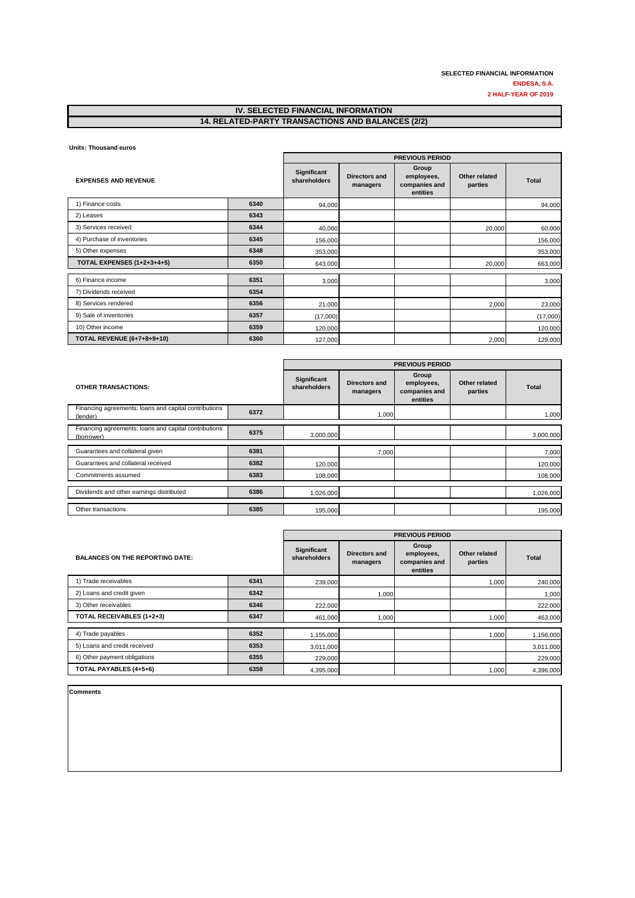**SELECTED FINANCIAL INFORMATION**
**ENDESA, S.A.**
**2 HALF-YEAR OF 2019**

# IV. SELECTED FINANCIAL INFORMATION
## 14. RELATED-PARTY TRANSACTIONS AND BALANCES (2/2)

**Units: Thousand euros**

| EXPENSES AND REVENUE | | PREVIOUS PERIOD | | | | |
|---|---|---|---|---|---|---|
| | | Significant shareholders | Directors and managers | Group employees, companies and entities | Other related parties | Total |
| 1) Finance costs | 6340 | 94,000 | | | | 94,000 |
| 2) Leases | 6343 | | | | | |
| 3) Services received | 6344 | 40,000 | | | 20,000 | 60,000 |
| 4) Purchase of inventories | 6345 | 156,000 | | | | 156,000 |
| 5) Other expenses | 6348 | 353,000 | | | | 353,000 |
| **TOTAL EXPENSES (1+2+3+4+5)** | 6350 | 643,000 | | | 20,000 | 663,000 |
| 6) Finance income | 6351 | 3,000 | | | | 3,000 |
| 7) Dividends received | 6354 | | | | | |
| 8) Services rendered | 6356 | 21,000 | | | 2,000 | 23,000 |
| 9) Sale of inventories | 6357 | (17,000) | | | | (17,000) |
| 10) Other income | 6359 | 120,000 | | | | 120,000 |
| **TOTAL REVENUE (6+7+8+9+10)** | 6360 | 127,000 | | | 2,000 | 129,000 |

| OTHER TRANSACTIONS: | | PREVIOUS PERIOD | | | | |
|---|---|---|---|---|---|---|
| | | Significant shareholders | Directors and managers | Group employees, companies and entities | Other related parties | Total |
| Financing agreements: loans and capital contributions (lender) | 6372 | | 1,000 | | | 1,000 |
| Financing agreements: loans and capital contributions (borrower) | 6375 | 3,000,000 | | | | 3,000,000 |
| Guarantees and collateral given | 6381 | | 7,000 | | | 7,000 |
| Guarantees and collateral received | 6382 | 120,000 | | | | 120,000 |
| Commitments assumed | 6383 | 108,000 | | | | 108,000 |
| Dividends and other earnings distributed | 6386 | 1,026,000 | | | | 1,026,000 |
| Other transactions | 6385 | 195,000 | | | | 195,000 |

| BALANCES ON THE REPORTING DATE: | | PREVIOUS PERIOD | | | | |
|---|---|---|---|---|---|---|
| | | Significant shareholders | Directors and managers | Group employees, companies and entities | Other related parties | Total |
| 1) Trade receivables | 6341 | 239,000 | | | 1,000 | 240,000 |
| 2) Loans and credit given | 6342 | | 1,000 | | | 1,000 |
| 3) Other receivables | 6346 | 222,000 | | | | 222,000 |
| **TOTAL RECEIVABLES (1+2+3)** | 6347 | 461,000 | 1,000 | | 1,000 | 463,000 |
| 4) Trade payables | 6352 | 1,155,000 | | | 1,000 | 1,156,000 |
| 5) Loans and credit received | 6353 | 3,011,000 | | | | 3,011,000 |
| 6) Other payment obligations | 6355 | 229,000 | | | | 229,000 |
| **TOTAL PAYABLES (4+5+6)** | 6358 | 4,395,000 | | | 1,000 | 4,396,000 |

**Comments**